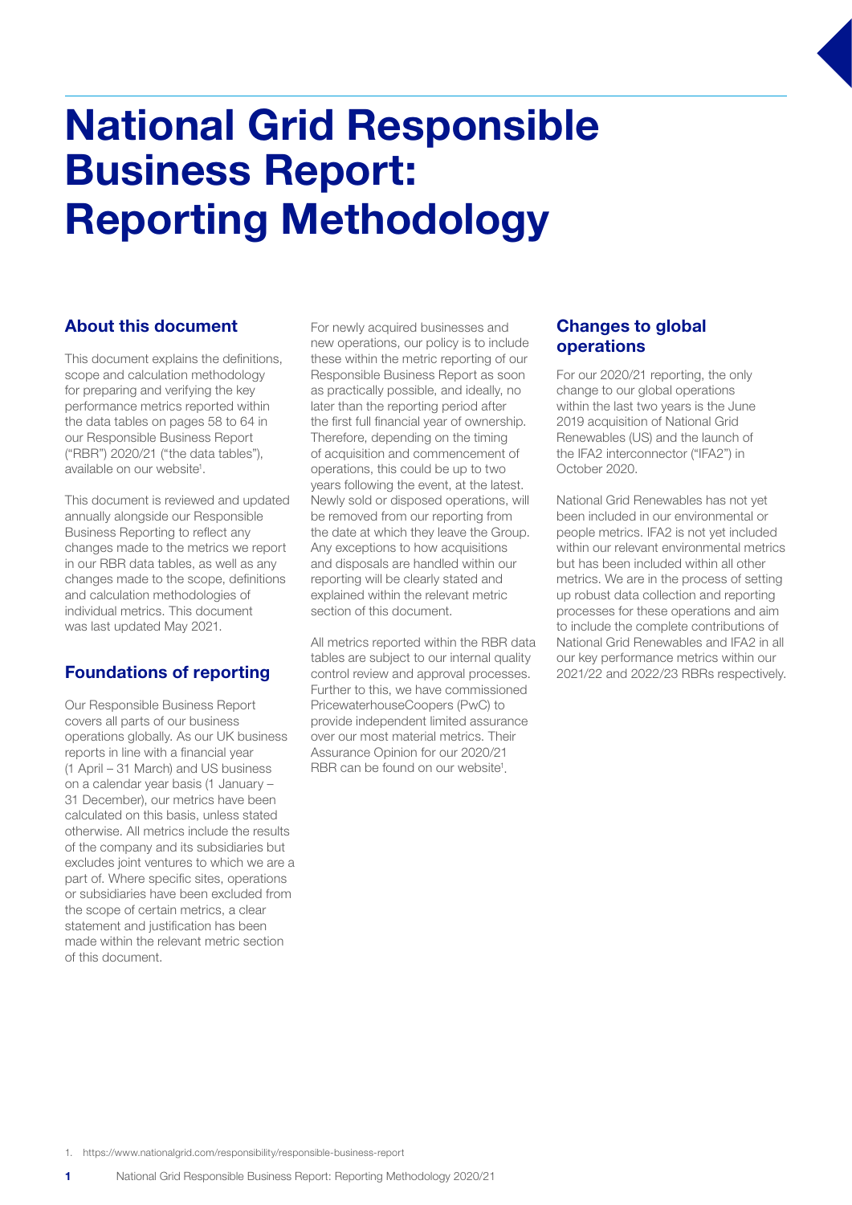# National Grid Responsible Business Report: Reporting Methodology

## About this document

This document explains the definitions, scope and calculation methodology for preparing and verifying the key performance metrics reported within the data tables on pages 58 to 64 in our Responsible Business Report ("RBR") 2020/21 ("the data tables"), available on our website[1].

This document is reviewed and updated annually alongside our Responsible Business Reporting to reflect any changes made to the metrics we report in our RBR data tables, as well as any changes made to the scope, definitions and calculation methodologies of individual metrics. This document was last updated May 2021.

## Foundations of reporting

Our Responsible Business Report covers all parts of our business operations globally. As our UK business reports in line with a financial year (1 April – 31 March) and US business on a calendar year basis (1 January – 31 December), our metrics have been calculated on this basis, unless stated otherwise. All metrics include the results of the company and its subsidiaries but excludes joint ventures to which we are a part of. Where specific sites, operations or subsidiaries have been excluded from the scope of certain metrics, a clear statement and justification has been made within the relevant metric section of this document.

For newly acquired businesses and new operations, our policy is to include these within the metric reporting of our Responsible Business Report as soon as practically possible, and ideally, no later than the reporting period after the first full financial year of ownership. Therefore, depending on the timing of acquisition and commencement of operations, this could be up to two years following the event, at the latest. Newly sold or disposed operations, will be removed from our reporting from the date at which they leave the Group. Any exceptions to how acquisitions and disposals are handled within our reporting will be clearly stated and explained within the relevant metric section of this document.

All metrics reported within the RBR data tables are subject to our internal quality control review and approval processes. Further to this, we have commissioned PricewaterhouseCoopers (PwC) to provide independent limited assurance over our most material metrics. Their Assurance Opinion for our 2020/21 RBR can be found on our website[1].

## Changes to global operations

For our 2020/21 reporting, the only change to our global operations within the last two years is the June 2019 acquisition of National Grid Renewables (US) and the launch of the IFA2 interconnector ("IFA2") in October 2020.

National Grid Renewables has not yet been included in our environmental or people metrics. IFA2 is not yet included within our relevant environmental metrics but has been included within all other metrics. We are in the process of setting up robust data collection and reporting processes for these operations and aim to include the complete contributions of National Grid Renewables and IFA2 in all our key performance metrics within our 2021/22 and 2022/23 RBRs respectively.

1. https://www.nationalgrid.com/responsibility/responsible-business-report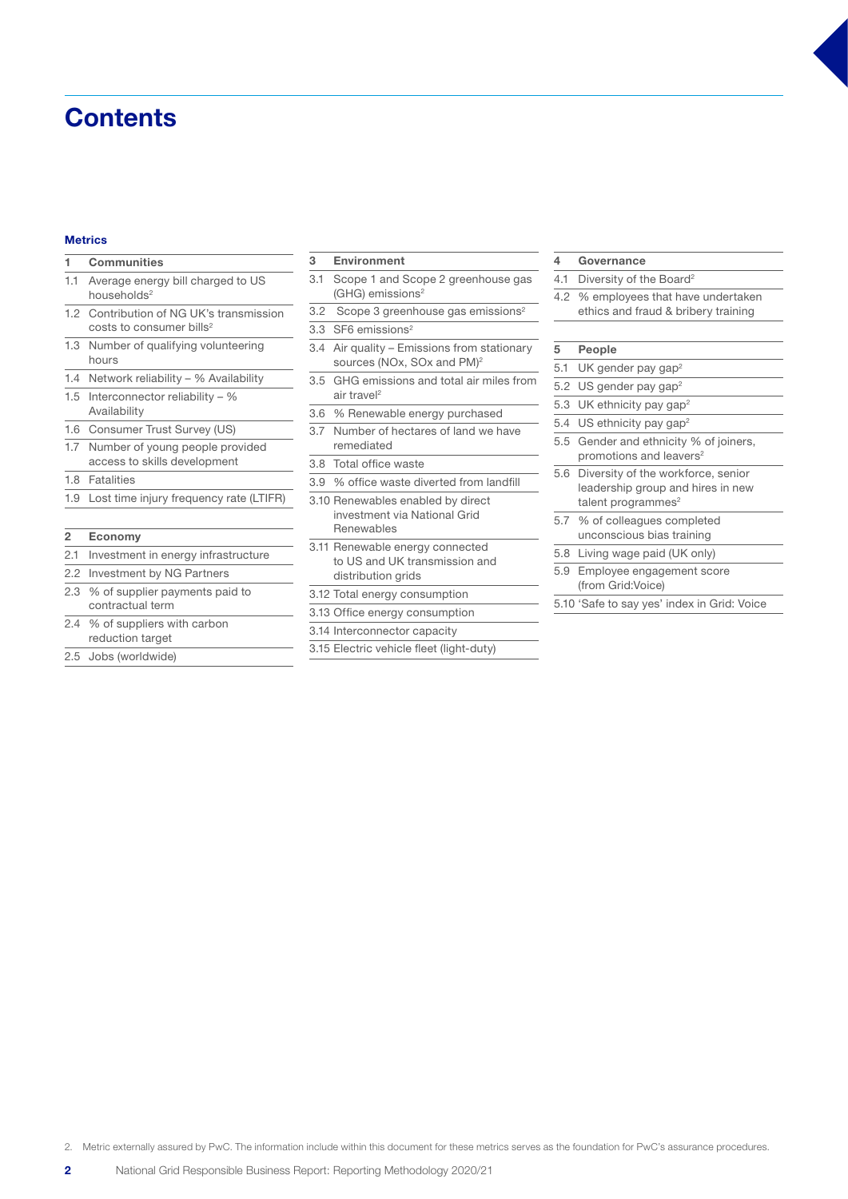# Contents

## Metrics

**1 Communities**

- 1.1 Average energy bill charged to US households[2]
- 1.2 Contribution of NG UK's transmission costs to consumer bills[2]
- 1.3 Number of qualifying volunteering hours
- 1.4 Network reliability – % Availability
- 1.5 Interconnector reliability – % Availability
- 1.6 Consumer Trust Survey (US)
- 1.7 Number of young people provided access to skills development
- 1.8 Fatalities
- 1.9 Lost time injury frequency rate (LTIFR)

**2 Economy**

- 2.1 Investment in energy infrastructure
- 2.2 Investment by NG Partners
- 2.3 % of supplier payments paid to contractual term
- 2.4 % of suppliers with carbon reduction target
- 2.5 Jobs (worldwide)

**3 Environment**

- 3.1 Scope 1 and Scope 2 greenhouse gas (GHG) emissions[2]
- 3.2 Scope 3 greenhouse gas emissions[2]
- 3.3 SF6 emissions[2]
- 3.4 Air quality – Emissions from stationary sources (NOx, SOx and PM)[2]
- 3.5 GHG emissions and total air miles from air travel[2]
- 3.6 % Renewable energy purchased
- 3.7 Number of hectares of land we have remediated
- 3.8 Total office waste
- 3.9 % office waste diverted from landfill
- 3.10 Renewables enabled by direct investment via National Grid Renewables
- 3.11 Renewable energy connected to US and UK transmission and distribution grids
- 3.12 Total energy consumption
- 3.13 Office energy consumption
- 3.14 Interconnector capacity
- 3.15 Electric vehicle fleet (light-duty)

**4 Governance**

- 4.1 Diversity of the Board[2]
- 4.2 % employees that have undertaken ethics and fraud & bribery training

**5 People**

- 5.1 UK gender pay gap[2]
- 5.2 US gender pay gap[2]
- 5.3 UK ethnicity pay gap[2]
- 5.4 US ethnicity pay gap[2]
- 5.5 Gender and ethnicity % of joiners, promotions and leavers[2]
- 5.6 Diversity of the workforce, senior leadership group and hires in new talent programmes[2]
- 5.7 % of colleagues completed unconscious bias training
- 5.8 Living wage paid (UK only)
- 5.9 Employee engagement score (from Grid:Voice)
- 5.10 'Safe to say yes' index in Grid: Voice

2. Metric externally assured by PwC. The information include within this document for these metrics serves as the foundation for PwC's assurance procedures.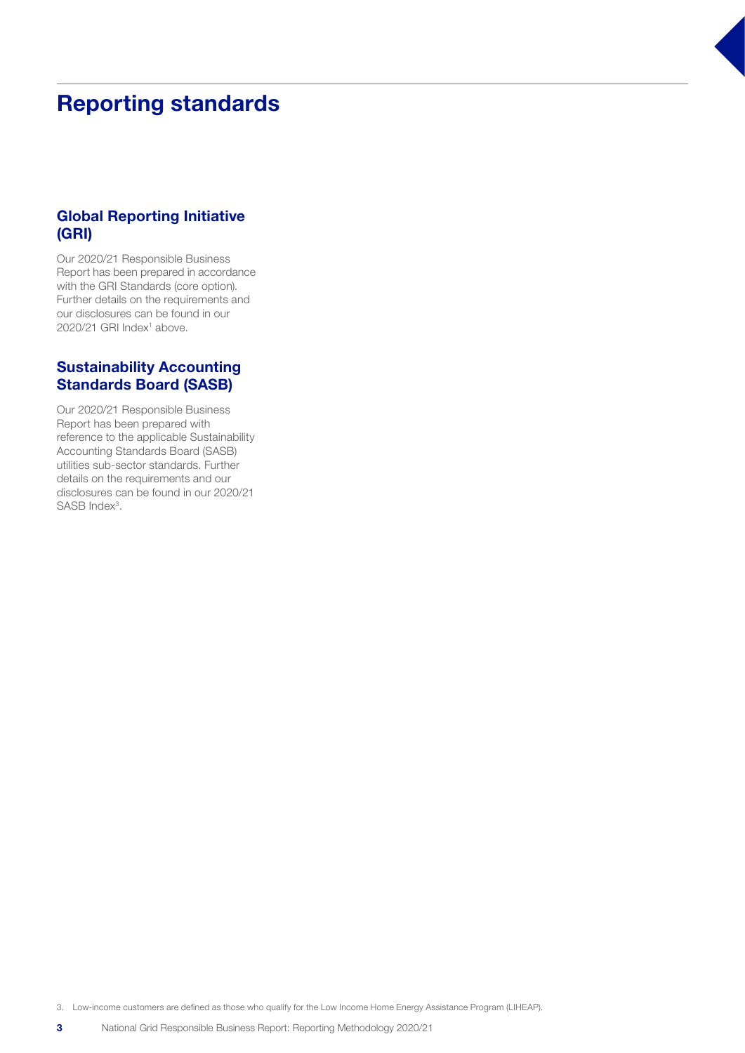# Reporting standards

## Global Reporting Initiative (GRI)

Our 2020/21 Responsible Business Report has been prepared in accordance with the GRI Standards (core option). Further details on the requirements and our disclosures can be found in our 2020/21 GRI Index[1] above.

## Sustainability Accounting Standards Board (SASB)

Our 2020/21 Responsible Business Report has been prepared with reference to the applicable Sustainability Accounting Standards Board (SASB) utilities sub-sector standards. Further details on the requirements and our disclosures can be found in our 2020/21 SASB Index[3].

3. Low-income customers are defined as those who qualify for the Low Income Home Energy Assistance Program (LIHEAP).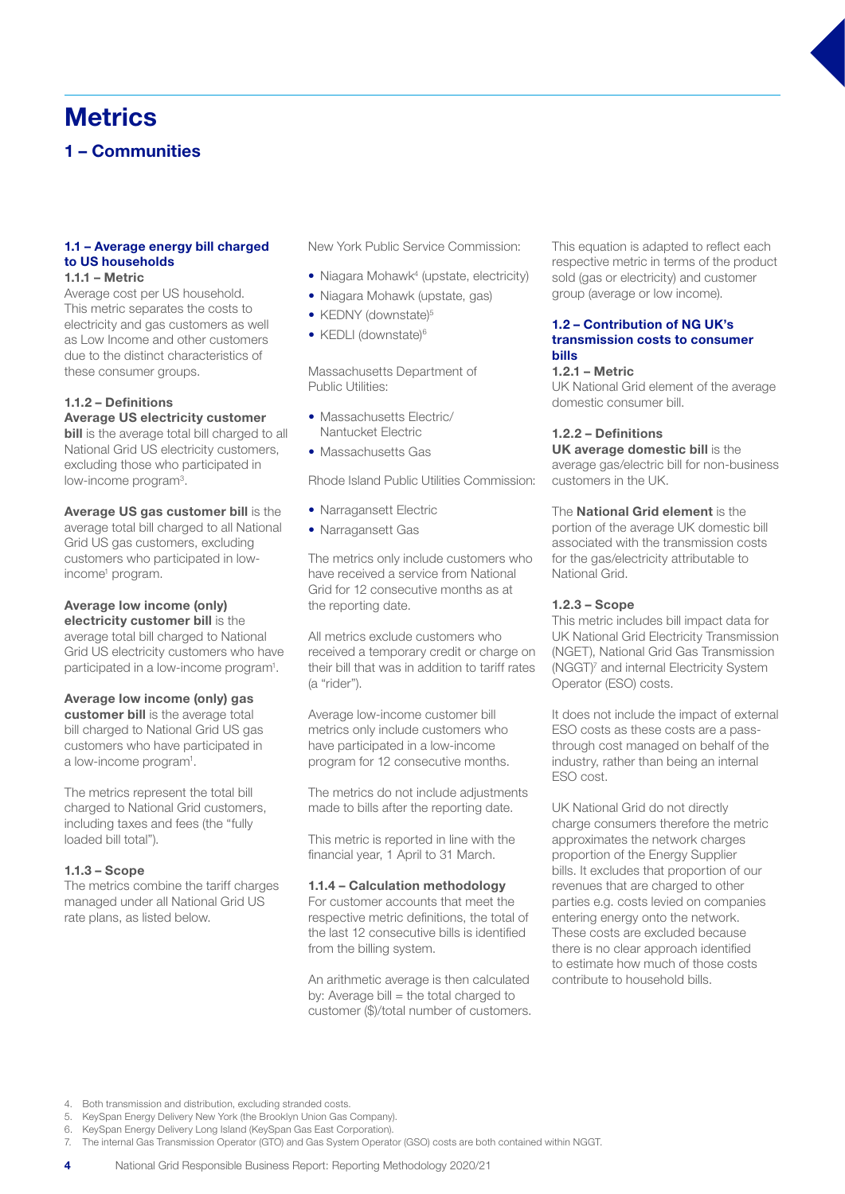# Metrics

## 1 – Communities

### 1.1 – Average energy bill charged to US households

**1.1.1 – Metric**

Average cost per US household. This metric separates the costs to electricity and gas customers as well as Low Income and other customers due to the distinct characteristics of these consumer groups.

**1.1.2 – Definitions**

**Average US electricity customer bill** is the average total bill charged to all National Grid US electricity customers, excluding those who participated in low-income program[3].

**Average US gas customer bill** is the average total bill charged to all National Grid US gas customers, excluding customers who participated in low-income[1] program.

**Average low income (only) electricity customer bill** is the average total bill charged to National Grid US electricity customers who have participated in a low-income program[1].

**Average low income (only) gas customer bill** is the average total bill charged to National Grid US gas customers who have participated in a low-income program[1].

The metrics represent the total bill charged to National Grid customers, including taxes and fees (the "fully loaded bill total").

**1.1.3 – Scope**

The metrics combine the tariff charges managed under all National Grid US rate plans, as listed below.

New York Public Service Commission:

- Niagara Mohawk[4] (upstate, electricity)
- Niagara Mohawk (upstate, gas)
- KEDNY (downstate)[5]
- KEDLI (downstate)[6]

Massachusetts Department of Public Utilities:

- Massachusetts Electric/ Nantucket Electric
- Massachusetts Gas

Rhode Island Public Utilities Commission:

- Narragansett Electric
- Narragansett Gas

The metrics only include customers who have received a service from National Grid for 12 consecutive months as at the reporting date.

All metrics exclude customers who received a temporary credit or charge on their bill that was in addition to tariff rates (a "rider").

Average low-income customer bill metrics only include customers who have participated in a low-income program for 12 consecutive months.

The metrics do not include adjustments made to bills after the reporting date.

This metric is reported in line with the financial year, 1 April to 31 March.

**1.1.4 – Calculation methodology**

For customer accounts that meet the respective metric definitions, the total of the last 12 consecutive bills is identified from the billing system.

An arithmetic average is then calculated by: Average bill = the total charged to customer ($)/total number of customers.

This equation is adapted to reflect each respective metric in terms of the product sold (gas or electricity) and customer group (average or low income).

### 1.2 – Contribution of NG UK's transmission costs to consumer bills

**1.2.1 – Metric**

UK National Grid element of the average domestic consumer bill.

**1.2.2 – Definitions**

**UK average domestic bill** is the average gas/electric bill for non-business customers in the UK.

The **National Grid element** is the portion of the average UK domestic bill associated with the transmission costs for the gas/electricity attributable to National Grid.

**1.2.3 – Scope**

This metric includes bill impact data for UK National Grid Electricity Transmission (NGET), National Grid Gas Transmission (NGGT)[7] and internal Electricity System Operator (ESO) costs.

It does not include the impact of external ESO costs as these costs are a pass-through cost managed on behalf of the industry, rather than being an internal ESO cost.

UK National Grid do not directly charge consumers therefore the metric approximates the network charges proportion of the Energy Supplier bills. It excludes that proportion of our revenues that are charged to other parties e.g. costs levied on companies entering energy onto the network. These costs are excluded because there is no clear approach identified to estimate how much of those costs contribute to household bills.

4. Both transmission and distribution, excluding stranded costs.
5. KeySpan Energy Delivery New York (the Brooklyn Union Gas Company).
6. KeySpan Energy Delivery Long Island (KeySpan Gas East Corporation).
7. The internal Gas Transmission Operator (GTO) and Gas System Operator (GSO) costs are both contained within NGGT.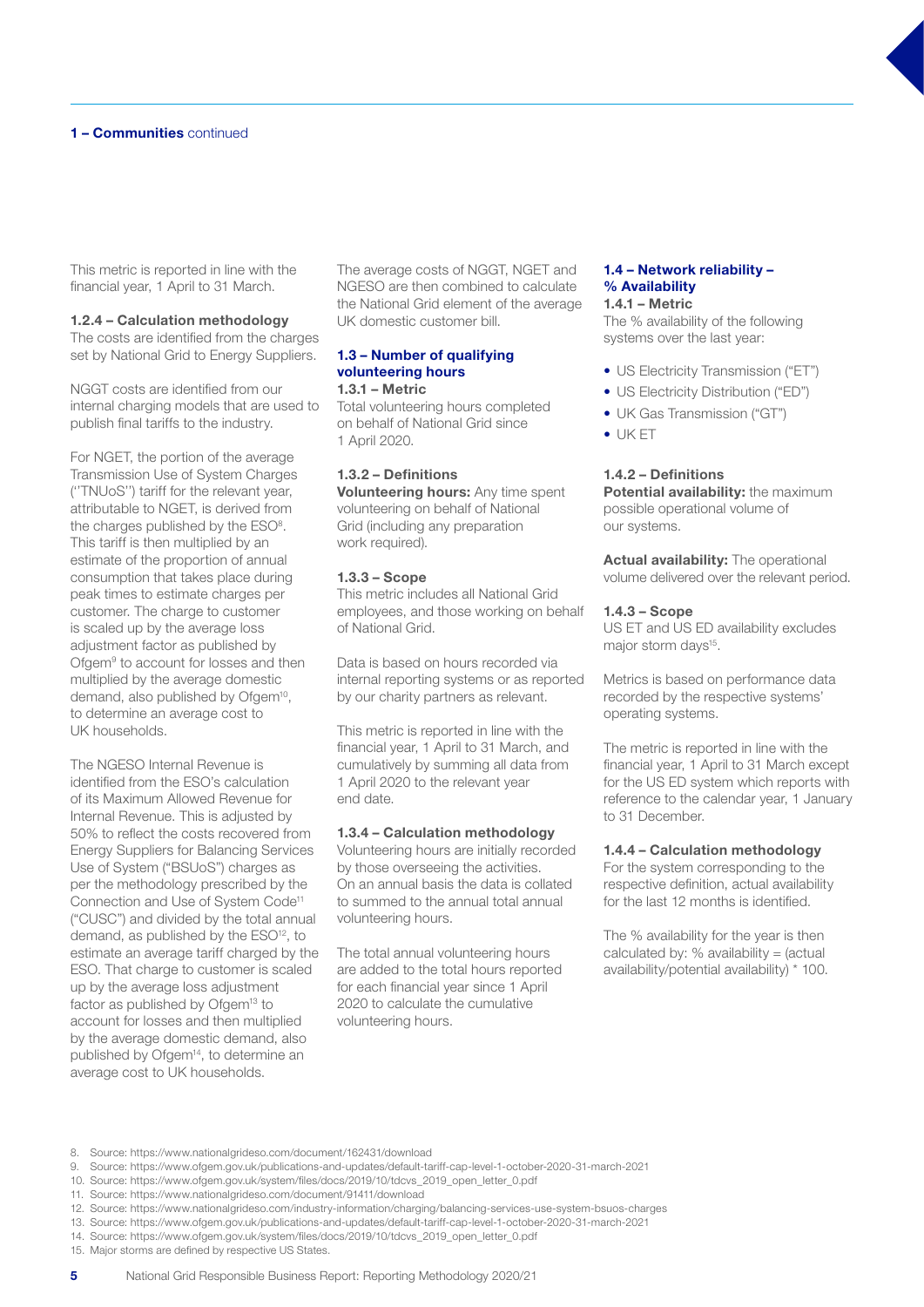## 1 – Communities continued

This metric is reported in line with the financial year, 1 April to 31 March.

**1.2.4 – Calculation methodology**

The costs are identified from the charges set by National Grid to Energy Suppliers.

NGGT costs are identified from our internal charging models that are used to publish final tariffs to the industry.

For NGET, the portion of the average Transmission Use of System Charges (''TNUoS'') tariff for the relevant year, attributable to NGET, is derived from the charges published by the ESO[8]. This tariff is then multiplied by an estimate of the proportion of annual consumption that takes place during peak times to estimate charges per customer. The charge to customer is scaled up by the average loss adjustment factor as published by Ofgem[9] to account for losses and then multiplied by the average domestic demand, also published by Ofgem[10], to determine an average cost to UK households.

The NGESO Internal Revenue is identified from the ESO's calculation of its Maximum Allowed Revenue for Internal Revenue. This is adjusted by 50% to reflect the costs recovered from Energy Suppliers for Balancing Services Use of System ("BSUoS") charges as per the methodology prescribed by the Connection and Use of System Code[11] ("CUSC") and divided by the total annual demand, as published by the ESO[12], to estimate an average tariff charged by the ESO. That charge to customer is scaled up by the average loss adjustment factor as published by Ofgem[13] to account for losses and then multiplied by the average domestic demand, also published by Ofgem[14], to determine an average cost to UK households.

The average costs of NGGT, NGET and NGESO are then combined to calculate the National Grid element of the average UK domestic customer bill.

### 1.3 – Number of qualifying volunteering hours

**1.3.1 – Metric**

Total volunteering hours completed on behalf of National Grid since 1 April 2020.

**1.3.2 – Definitions**

**Volunteering hours:** Any time spent volunteering on behalf of National Grid (including any preparation work required).

**1.3.3 – Scope**

This metric includes all National Grid employees, and those working on behalf of National Grid.

Data is based on hours recorded via internal reporting systems or as reported by our charity partners as relevant.

This metric is reported in line with the financial year, 1 April to 31 March, and cumulatively by summing all data from 1 April 2020 to the relevant year end date.

**1.3.4 – Calculation methodology**

Volunteering hours are initially recorded by those overseeing the activities. On an annual basis the data is collated to summed to the annual total annual volunteering hours.

The total annual volunteering hours are added to the total hours reported for each financial year since 1 April 2020 to calculate the cumulative volunteering hours.

### 1.4 – Network reliability – % Availability

**1.4.1 – Metric**

The % availability of the following systems over the last year:

- US Electricity Transmission ("ET")
- US Electricity Distribution ("ED")
- UK Gas Transmission ("GT")
- UK ET

**1.4.2 – Definitions**

**Potential availability:** the maximum possible operational volume of our systems.

**Actual availability:** The operational volume delivered over the relevant period.

**1.4.3 – Scope**

US ET and US ED availability excludes major storm days[15].

Metrics is based on performance data recorded by the respective systems' operating systems.

The metric is reported in line with the financial year, 1 April to 31 March except for the US ED system which reports with reference to the calendar year, 1 January to 31 December.

**1.4.4 – Calculation methodology**

For the system corresponding to the respective definition, actual availability for the last 12 months is identified.

The % availability for the year is then calculated by: % availability = (actual availability/potential availability) * 100.

8. Source: https://www.nationalgrideso.com/document/162431/download
9. Source: https://www.ofgem.gov.uk/publications-and-updates/default-tariff-cap-level-1-october-2020-31-march-2021
10. Source: https://www.ofgem.gov.uk/system/files/docs/2019/10/tdcvs_2019_open_letter_0.pdf
11. Source: https://www.nationalgrideso.com/document/91411/download
12. Source: https://www.nationalgrideso.com/industry-information/charging/balancing-services-use-system-bsuos-charges
13. Source: https://www.ofgem.gov.uk/publications-and-updates/default-tariff-cap-level-1-october-2020-31-march-2021
14. Source: https://www.ofgem.gov.uk/system/files/docs/2019/10/tdcvs_2019_open_letter_0.pdf
15. Major storms are defined by respective US States.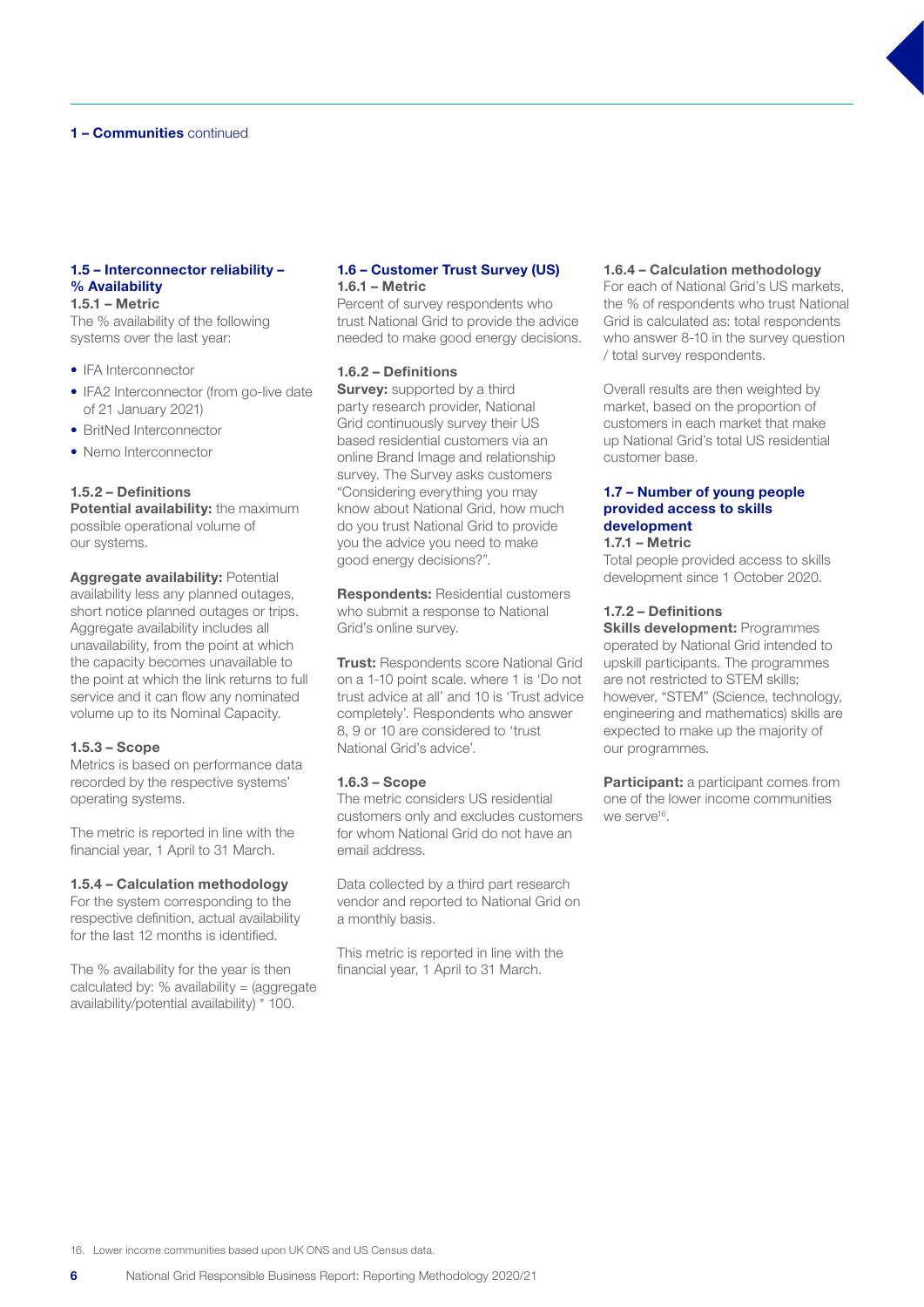**1 – Communities** continued

## 1.5 – Interconnector reliability – % Availability

### 1.5.1 – Metric

The % availability of the following systems over the last year:

- IFA Interconnector
- IFA2 Interconnector (from go-live date of 21 January 2021)
- BritNed Interconnector
- Nemo Interconnector

### 1.5.2 – Definitions

**Potential availability:** the maximum possible operational volume of our systems.

**Aggregate availability:** Potential availability less any planned outages, short notice planned outages or trips. Aggregate availability includes all unavailability, from the point at which the capacity becomes unavailable to the point at which the link returns to full service and it can flow any nominated volume up to its Nominal Capacity.

### 1.5.3 – Scope

Metrics is based on performance data recorded by the respective systems' operating systems.

The metric is reported in line with the financial year, 1 April to 31 March.

### 1.5.4 – Calculation methodology

For the system corresponding to the respective definition, actual availability for the last 12 months is identified.

The % availability for the year is then calculated by: % availability = (aggregate availability/potential availability) * 100.

## 1.6 – Customer Trust Survey (US)

### 1.6.1 – Metric

Percent of survey respondents who trust National Grid to provide the advice needed to make good energy decisions.

### 1.6.2 – Definitions

**Survey:** supported by a third party research provider, National Grid continuously survey their US based residential customers via an online Brand Image and relationship survey. The Survey asks customers "Considering everything you may know about National Grid, how much do you trust National Grid to provide you the advice you need to make good energy decisions?".

**Respondents:** Residential customers who submit a response to National Grid's online survey.

**Trust:** Respondents score National Grid on a 1-10 point scale. where 1 is 'Do not trust advice at all' and 10 is 'Trust advice completely'. Respondents who answer 8, 9 or 10 are considered to 'trust National Grid's advice'.

### 1.6.3 – Scope

The metric considers US residential customers only and excludes customers for whom National Grid do not have an email address.

Data collected by a third part research vendor and reported to National Grid on a monthly basis.

This metric is reported in line with the financial year, 1 April to 31 March.

### 1.6.4 – Calculation methodology

For each of National Grid's US markets, the % of respondents who trust National Grid is calculated as: total respondents who answer 8-10 in the survey question / total survey respondents.

Overall results are then weighted by market, based on the proportion of customers in each market that make up National Grid's total US residential customer base.

## 1.7 – Number of young people provided access to skills development

### 1.7.1 – Metric

Total people provided access to skills development since 1 October 2020.

### 1.7.2 – Definitions

**Skills development:** Programmes operated by National Grid intended to upskill participants. The programmes are not restricted to STEM skills; however, "STEM" (Science, technology, engineering and mathematics) skills are expected to make up the majority of our programmes.

**Participant:** a participant comes from one of the lower income communities we serve[16].

16. Lower income communities based upon UK ONS and US Census data.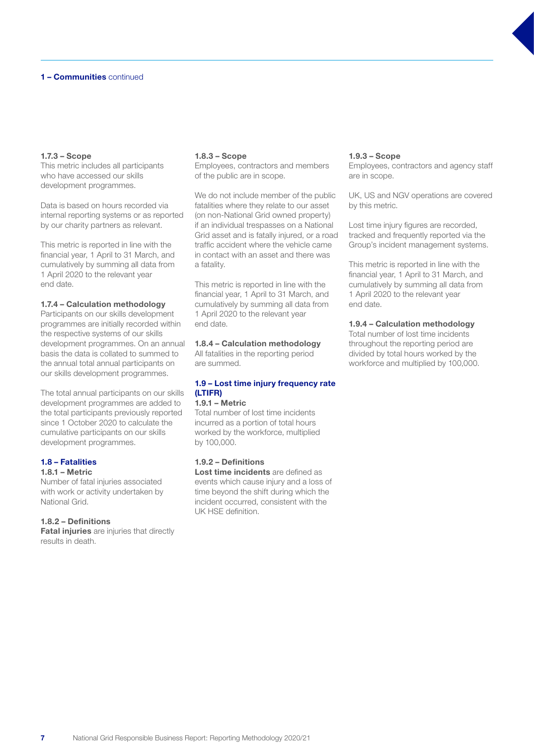**1 – Communities** continued

**1.7.3 – Scope**
This metric includes all participants who have accessed our skills development programmes.

Data is based on hours recorded via internal reporting systems or as reported by our charity partners as relevant.

This metric is reported in line with the financial year, 1 April to 31 March, and cumulatively by summing all data from 1 April 2020 to the relevant year end date.

**1.7.4 – Calculation methodology**
Participants on our skills development programmes are initially recorded within the respective systems of our skills development programmes. On an annual basis the data is collated to summed to the annual total annual participants on our skills development programmes.

The total annual participants on our skills development programmes are added to the total participants previously reported since 1 October 2020 to calculate the cumulative participants on our skills development programmes.

## 1.8 – Fatalities

**1.8.1 – Metric**
Number of fatal injuries associated with work or activity undertaken by National Grid.

**1.8.2 – Definitions**
**Fatal injuries** are injuries that directly results in death.

**1.8.3 – Scope**
Employees, contractors and members of the public are in scope.

We do not include member of the public fatalities where they relate to our asset (on non-National Grid owned property) if an individual trespasses on a National Grid asset and is fatally injured, or a road traffic accident where the vehicle came in contact with an asset and there was a fatality.

This metric is reported in line with the financial year, 1 April to 31 March, and cumulatively by summing all data from 1 April 2020 to the relevant year end date.

**1.8.4 – Calculation methodology**
All fatalities in the reporting period are summed.

## 1.9 – Lost time injury frequency rate (LTIFR)

**1.9.1 – Metric**
Total number of lost time incidents incurred as a portion of total hours worked by the workforce, multiplied by 100,000.

**1.9.2 – Definitions**
**Lost time incidents** are defined as events which cause injury and a loss of time beyond the shift during which the incident occurred, consistent with the UK HSE definition.

**1.9.3 – Scope**
Employees, contractors and agency staff are in scope.

UK, US and NGV operations are covered by this metric.

Lost time injury figures are recorded, tracked and frequently reported via the Group's incident management systems.

This metric is reported in line with the financial year, 1 April to 31 March, and cumulatively by summing all data from 1 April 2020 to the relevant year end date.

**1.9.4 – Calculation methodology**
Total number of lost time incidents throughout the reporting period are divided by total hours worked by the workforce and multiplied by 100,000.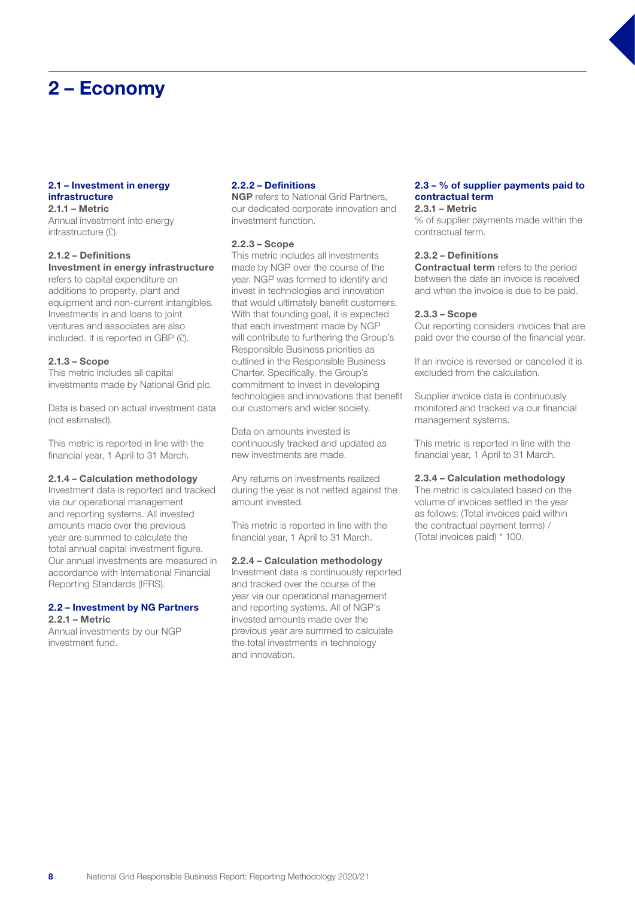# 2 – Economy

### 2.1 – Investment in energy infrastructure

**2.1.1 – Metric**

Annual investment into energy infrastructure (£).

**2.1.2 – Definitions**

**Investment in energy infrastructure** refers to capital expenditure on additions to property, plant and equipment and non-current intangibles. Investments in and loans to joint ventures and associates are also included. It is reported in GBP (£).

**2.1.3 – Scope**

This metric includes all capital investments made by National Grid plc.

Data is based on actual investment data (not estimated).

This metric is reported in line with the financial year, 1 April to 31 March.

**2.1.4 – Calculation methodology**

Investment data is reported and tracked via our operational management and reporting systems. All invested amounts made over the previous year are summed to calculate the total annual capital investment figure. Our annual investments are measured in accordance with International Financial Reporting Standards (IFRS).

### 2.2 – Investment by NG Partners

**2.2.1 – Metric**

Annual investments by our NGP investment fund.

**2.2.2 – Definitions**

**NGP** refers to National Grid Partners, our dedicated corporate innovation and investment function.

**2.2.3 – Scope**

This metric includes all investments made by NGP over the course of the year. NGP was formed to identify and invest in technologies and innovation that would ultimately benefit customers. With that founding goal, it is expected that each investment made by NGP will contribute to furthering the Group's Responsible Business priorities as outlined in the Responsible Business Charter. Specifically, the Group's commitment to invest in developing technologies and innovations that benefit our customers and wider society.

Data on amounts invested is continuously tracked and updated as new investments are made.

Any returns on investments realized during the year is not netted against the amount invested.

This metric is reported in line with the financial year, 1 April to 31 March.

**2.2.4 – Calculation methodology**

Investment data is continuously reported and tracked over the course of the year via our operational management and reporting systems. All of NGP's invested amounts made over the previous year are summed to calculate the total investments in technology and innovation.

### 2.3 – % of supplier payments paid to contractual term

**2.3.1 – Metric**

% of supplier payments made within the contractual term.

**2.3.2 – Definitions**

**Contractual term** refers to the period between the date an invoice is received and when the invoice is due to be paid.

**2.3.3 – Scope**

Our reporting considers invoices that are paid over the course of the financial year.

If an invoice is reversed or cancelled it is excluded from the calculation.

Supplier invoice data is continuously monitored and tracked via our financial management systems.

This metric is reported in line with the financial year, 1 April to 31 March.

**2.3.4 – Calculation methodology**

The metric is calculated based on the volume of invoices settled in the year as follows: (Total invoices paid within the contractual payment terms) / (Total invoices paid) * 100.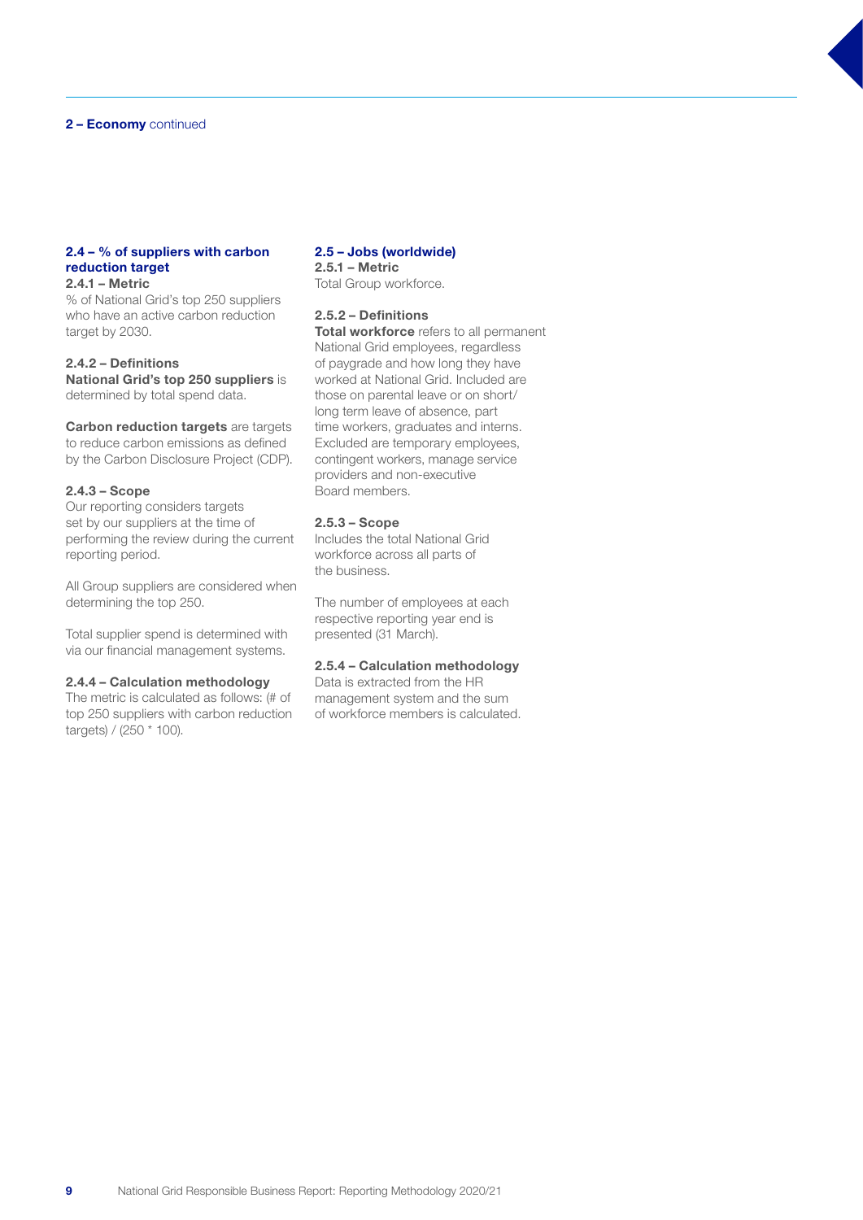## 2 – Economy continued

### 2.4 – % of suppliers with carbon reduction target

#### 2.4.1 – Metric

% of National Grid's top 250 suppliers who have an active carbon reduction target by 2030.

#### 2.4.2 – Definitions

**National Grid's top 250 suppliers** is determined by total spend data.

**Carbon reduction targets** are targets to reduce carbon emissions as defined by the Carbon Disclosure Project (CDP).

#### 2.4.3 – Scope

Our reporting considers targets set by our suppliers at the time of performing the review during the current reporting period.

All Group suppliers are considered when determining the top 250.

Total supplier spend is determined with via our financial management systems.

#### 2.4.4 – Calculation methodology

The metric is calculated as follows: (# of top 250 suppliers with carbon reduction targets) / (250 * 100).

### 2.5 – Jobs (worldwide)

#### 2.5.1 – Metric

Total Group workforce.

#### 2.5.2 – Definitions

**Total workforce** refers to all permanent National Grid employees, regardless of paygrade and how long they have worked at National Grid. Included are those on parental leave or on short/long term leave of absence, part time workers, graduates and interns. Excluded are temporary employees, contingent workers, manage service providers and non-executive Board members.

#### 2.5.3 – Scope

Includes the total National Grid workforce across all parts of the business.

The number of employees at each respective reporting year end is presented (31 March).

#### 2.5.4 – Calculation methodology

Data is extracted from the HR management system and the sum of workforce members is calculated.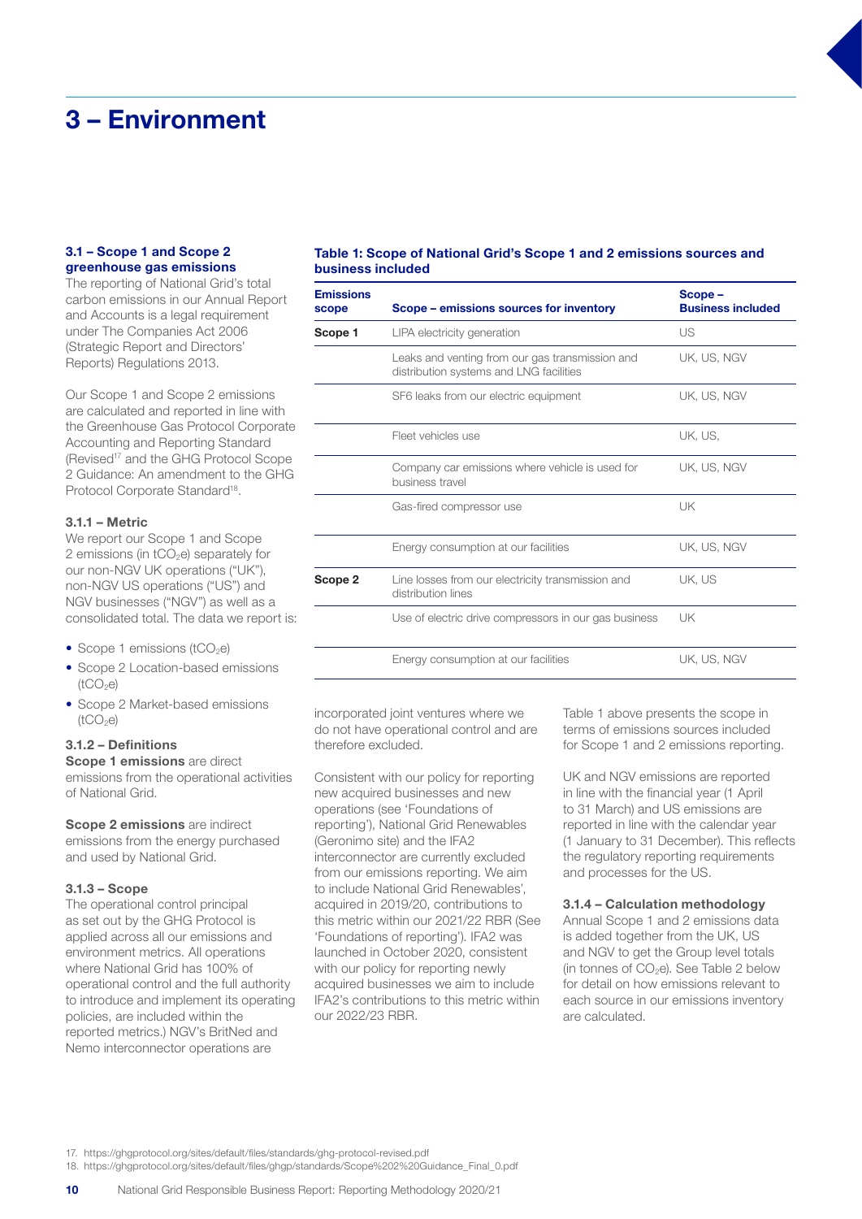# 3 – Environment

### 3.1 – Scope 1 and Scope 2 greenhouse gas emissions

The reporting of National Grid's total carbon emissions in our Annual Report and Accounts is a legal requirement under The Companies Act 2006 (Strategic Report and Directors' Reports) Regulations 2013.

Our Scope 1 and Scope 2 emissions are calculated and reported in line with the Greenhouse Gas Protocol Corporate Accounting and Reporting Standard (Revised[17] and the GHG Protocol Scope 2 Guidance: An amendment to the GHG Protocol Corporate Standard[18].

#### 3.1.1 – Metric

We report our Scope 1 and Scope 2 emissions (in $tCO_2e$) separately for our non-NGV UK operations ("UK"), non-NGV US operations ("US") and NGV businesses ("NGV") as well as a consolidated total. The data we report is:

- Scope 1 emissions ($tCO_2e$)
- Scope 2 Location-based emissions ($tCO_2e$)
- Scope 2 Market-based emissions ($tCO_2e$)

#### 3.1.2 – Definitions

**Scope 1 emissions** are direct emissions from the operational activities of National Grid.

**Scope 2 emissions** are indirect emissions from the energy purchased and used by National Grid.

#### 3.1.3 – Scope

The operational control principal as set out by the GHG Protocol is applied across all our emissions and environment metrics. All operations where National Grid has 100% of operational control and the full authority to introduce and implement its operating policies, are included within the reported metrics.) NGV's BritNed and Nemo interconnector operations are incorporated joint ventures where we do not have operational control and are therefore excluded.

**Table 1: Scope of National Grid's Scope 1 and 2 emissions sources and business included**

| Emissions scope | Scope – emissions sources for inventory | Scope – Business included |
|---|---|---|
| Scope 1 | LIPA electricity generation | US |
| | Leaks and venting from our gas transmission and distribution systems and LNG facilities | UK, US, NGV |
| | SF6 leaks from our electric equipment | UK, US, NGV |
| | Fleet vehicles use | UK, US, |
| | Company car emissions where vehicle is used for business travel | UK, US, NGV |
| | Gas-fired compressor use | UK |
| | Energy consumption at our facilities | UK, US, NGV |
| Scope 2 | Line losses from our electricity transmission and distribution lines | UK, US |
| | Use of electric drive compressors in our gas business | UK |
| | Energy consumption at our facilities | UK, US, NGV |

Consistent with our policy for reporting new acquired businesses and new operations (see 'Foundations of reporting'), National Grid Renewables (Geronimo site) and the IFA2 interconnector are currently excluded from our emissions reporting. We aim to include National Grid Renewables', acquired in 2019/20, contributions to this metric within our 2021/22 RBR (See 'Foundations of reporting'). IFA2 was launched in October 2020, consistent with our policy for reporting newly acquired businesses we aim to include IFA2's contributions to this metric within our 2022/23 RBR.

Table 1 above presents the scope in terms of emissions sources included for Scope 1 and 2 emissions reporting.

UK and NGV emissions are reported in line with the financial year (1 April to 31 March) and US emissions are reported in line with the calendar year (1 January to 31 December). This reflects the regulatory reporting requirements and processes for the US.

#### 3.1.4 – Calculation methodology

Annual Scope 1 and 2 emissions data is added together from the UK, US and NGV to get the Group level totals (in tonnes of $CO_2e$). See Table 2 below for detail on how emissions relevant to each source in our emissions inventory are calculated.

17. https://ghgprotocol.org/sites/default/files/standards/ghg-protocol-revised.pdf
18. https://ghgprotocol.org/sites/default/files/ghgp/standards/Scope%202%20Guidance_Final_0.pdf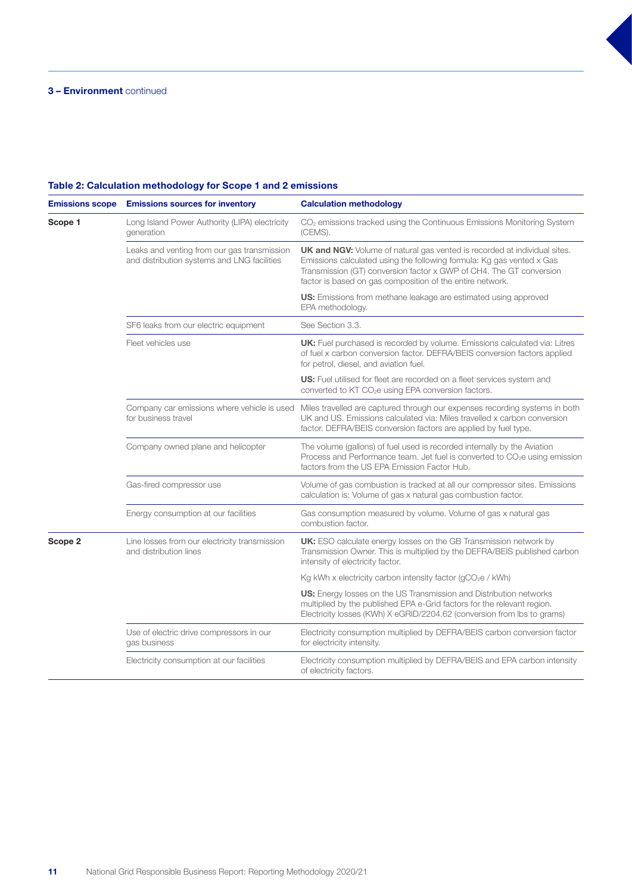**3 – Environment** continued

### Table 2: Calculation methodology for Scope 1 and 2 emissions

| Emissions scope | Emissions sources for inventory | Calculation methodology |
|---|---|---|
| **Scope 1** | Long Island Power Authority (LIPA) electricity generation | $CO_2$ emissions tracked using the Continuous Emissions Monitoring System (CEMS). |
| | Leaks and venting from our gas transmission and distribution systems and LNG facilities | **UK and NGV:** Volume of natural gas vented is recorded at individual sites. Emissions calculated using the following formula: Kg gas vented x Gas Transmission (GT) conversion factor x GWP of CH4. The GT conversion factor is based on gas composition of the entire network. |
| | | **US:** Emissions from methane leakage are estimated using approved EPA methodology. |
| | SF6 leaks from our electric equipment | See Section 3.3. |
| | Fleet vehicles use | **UK:** Fuel purchased is recorded by volume. Emissions calculated via: Litres of fuel x carbon conversion factor. DEFRA/BEIS conversion factors applied for petrol, diesel, and aviation fuel. |
| | | **US:** Fuel utilised for fleet are recorded on a fleet services system and converted to KT $CO_2e$ using EPA conversion factors. |
| | Company car emissions where vehicle is used for business travel | Miles travelled are captured through our expenses recording systems in both UK and US. Emissions calculated via: Miles travelled x carbon conversion factor. DEFRA/BEIS conversion factors are applied by fuel type. |
| | Company owned plane and helicopter | The volume (gallons) of fuel used is recorded internally by the Aviation Process and Performance team. Jet fuel is converted to $CO_2e$ using emission factors from the US EPA Emission Factor Hub. |
| | Gas-fired compressor use | Volume of gas combustion is tracked at all our compressor sites. Emissions calculation is: Volume of gas x natural gas combustion factor. |
| | Energy consumption at our facilities | Gas consumption measured by volume. Volume of gas x natural gas combustion factor. |
| **Scope 2** | Line losses from our electricity transmission and distribution lines | **UK:** ESO calculate energy losses on the GB Transmission network by Transmission Owner. This is multiplied by the DEFRA/BEIS published carbon intensity of electricity factor. |
| | | Kg kWh x electricity carbon intensity factor ($gCO_2e$ / kWh) |
| | | **US:** Energy losses on the US Transmission and Distribution networks multiplied by the published EPA e-Grid factors for the relevant region. Electricity losses (KWh) X eGRID/2204.62 (conversion from lbs to grams) |
| | Use of electric drive compressors in our gas business | Electricity consumption multiplied by DEFRA/BEIS carbon conversion factor for electricity intensity. |
| | Electricity consumption at our facilities | Electricity consumption multiplied by DEFRA/BEIS and EPA carbon intensity of electricity factors. |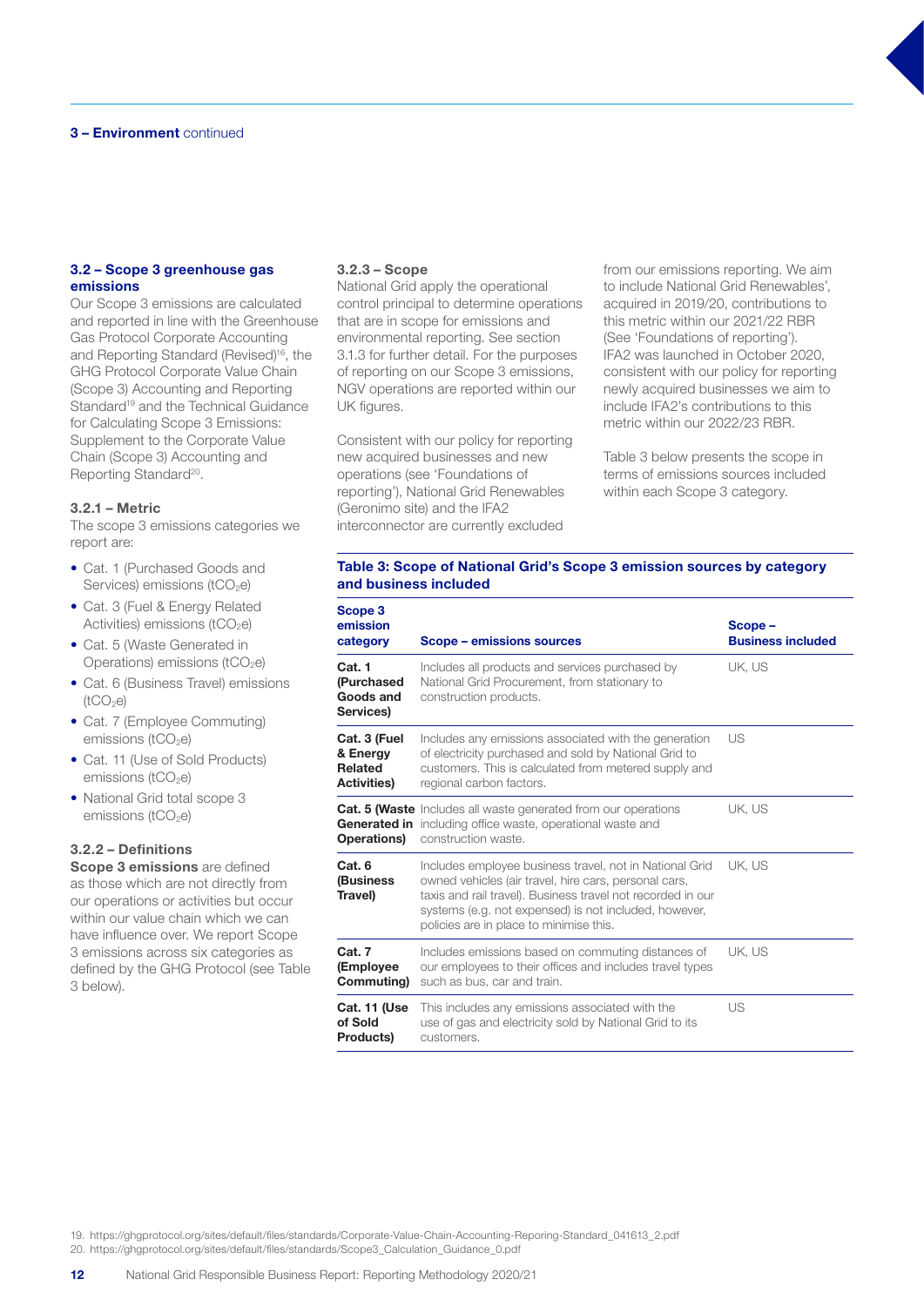## 3 – Environment continued

### 3.2 – Scope 3 greenhouse gas emissions

Our Scope 3 emissions are calculated and reported in line with the Greenhouse Gas Protocol Corporate Accounting and Reporting Standard (Revised)[16], the GHG Protocol Corporate Value Chain (Scope 3) Accounting and Reporting Standard[19] and the Technical Guidance for Calculating Scope 3 Emissions: Supplement to the Corporate Value Chain (Scope 3) Accounting and Reporting Standard[20].

#### 3.2.1 – Metric

The scope 3 emissions categories we report are:

- Cat. 1 (Purchased Goods and Services) emissions ($tCO_2e$)
- Cat. 3 (Fuel & Energy Related Activities) emissions ($tCO_2e$)
- Cat. 5 (Waste Generated in Operations) emissions ($tCO_2e$)
- Cat. 6 (Business Travel) emissions ($tCO_2e$)
- Cat. 7 (Employee Commuting) emissions ($tCO_2e$)
- Cat. 11 (Use of Sold Products) emissions ($tCO_2e$)
- National Grid total scope 3 emissions ($tCO_2e$)

#### 3.2.2 – Definitions

**Scope 3 emissions** are defined as those which are not directly from our operations or activities but occur within our value chain which we can have influence over. We report Scope 3 emissions across six categories as defined by the GHG Protocol (see Table 3 below).

#### 3.2.3 – Scope

National Grid apply the operational control principal to determine operations that are in scope for emissions and environmental reporting. See section 3.1.3 for further detail. For the purposes of reporting on our Scope 3 emissions, NGV operations are reported within our UK figures.

Consistent with our policy for reporting new acquired businesses and new operations (see 'Foundations of reporting'), National Grid Renewables (Geronimo site) and the IFA2 interconnector are currently excluded from our emissions reporting. We aim to include National Grid Renewables', acquired in 2019/20, contributions to this metric within our 2021/22 RBR (See 'Foundations of reporting'). IFA2 was launched in October 2020, consistent with our policy for reporting newly acquired businesses we aim to include IFA2's contributions to this metric within our 2022/23 RBR.

Table 3 below presents the scope in terms of emissions sources included within each Scope 3 category.

**Table 3: Scope of National Grid's Scope 3 emission sources by category and business included**

| Scope 3 emission category | Scope – emissions sources | Scope – Business included |
|---|---|---|
| **Cat. 1 (Purchased Goods and Services)** | Includes all products and services purchased by National Grid Procurement, from stationary to construction products. | UK, US |
| **Cat. 3 (Fuel & Energy Related Activities)** | Includes any emissions associated with the generation of electricity purchased and sold by National Grid to customers. This is calculated from metered supply and regional carbon factors. | US |
| **Cat. 5 (Waste Generated in Operations)** | Includes all waste generated from our operations including office waste, operational waste and construction waste. | UK, US |
| **Cat. 6 (Business Travel)** | Includes employee business travel, not in National Grid owned vehicles (air travel, hire cars, personal cars, taxis and rail travel). Business travel not recorded in our systems (e.g. not expensed) is not included, however, policies are in place to minimise this. | UK, US |
| **Cat. 7 (Employee Commuting)** | Includes emissions based on commuting distances of our employees to their offices and includes travel types such as bus, car and train. | UK, US |
| **Cat. 11 (Use of Sold Products)** | This includes any emissions associated with the use of gas and electricity sold by National Grid to its customers. | US |

19. https://ghgprotocol.org/sites/default/files/standards/Corporate-Value-Chain-Accounting-Reporing-Standard_041613_2.pdf
20. https://ghgprotocol.org/sites/default/files/standards/Scope3_Calculation_Guidance_0.pdf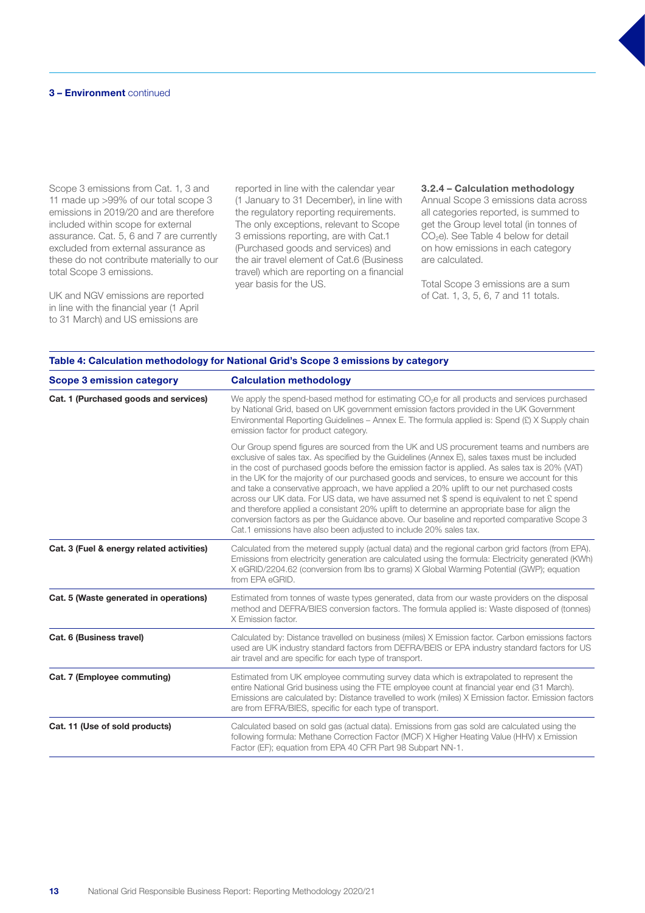**3 – Environment** continued

Scope 3 emissions from Cat. 1, 3 and 11 made up >99% of our total scope 3 emissions in 2019/20 and are therefore included within scope for external assurance. Cat. 5, 6 and 7 are currently excluded from external assurance as these do not contribute materially to our total Scope 3 emissions.

UK and NGV emissions are reported in line with the financial year (1 April to 31 March) and US emissions are reported in line with the calendar year (1 January to 31 December), in line with the regulatory reporting requirements. The only exceptions, relevant to Scope 3 emissions reporting, are with Cat.1 (Purchased goods and services) and the air travel element of Cat.6 (Business travel) which are reporting on a financial year basis for the US.

### 3.2.4 – Calculation methodology

Annual Scope 3 emissions data across all categories reported, is summed to get the Group level total (in tonnes of $CO_2e$). See Table 4 below for detail on how emissions in each category are calculated.

Total Scope 3 emissions are a sum of Cat. 1, 3, 5, 6, 7 and 11 totals.

**Table 4: Calculation methodology for National Grid's Scope 3 emissions by category**

| Scope 3 emission category | Calculation methodology |
|---|---|
| **Cat. 1 (Purchased goods and services)** | We apply the spend-based method for estimating $CO_2e$ for all products and services purchased by National Grid, based on UK government emission factors provided in the UK Government Environmental Reporting Guidelines – Annex E. The formula applied is: Spend (£) X Supply chain emission factor for product category.<br><br>Our Group spend figures are sourced from the UK and US procurement teams and numbers are exclusive of sales tax. As specified by the Guidelines (Annex E), sales taxes must be included in the cost of purchased goods before the emission factor is applied. As sales tax is 20% (VAT) in the UK for the majority of our purchased goods and services, to ensure we account for this and take a conservative approach, we have applied a 20% uplift to our net purchased costs across our UK data. For US data, we have assumed net $ spend is equivalent to net £ spend and therefore applied a consistant 20% uplift to determine an appropriate base for align the conversion factors as per the Guidance above. Our baseline and reported comparative Scope 3 Cat.1 emissions have also been adjusted to include 20% sales tax. |
| **Cat. 3 (Fuel & energy related activities)** | Calculated from the metered supply (actual data) and the regional carbon grid factors (from EPA). Emissions from electricity generation are calculated using the formula: Electricity generated (KWh) X eGRID/2204.62 (conversion from lbs to grams) X Global Warming Potential (GWP); equation from EPA eGRID. |
| **Cat. 5 (Waste generated in operations)** | Estimated from tonnes of waste types generated, data from our waste providers on the disposal method and DEFRA/BIES conversion factors. The formula applied is: Waste disposed of (tonnes) X Emission factor. |
| **Cat. 6 (Business travel)** | Calculated by: Distance travelled on business (miles) X Emission factor. Carbon emissions factors used are UK industry standard factors from DEFRA/BEIS or EPA industry standard factors for US air travel and are specific for each type of transport. |
| **Cat. 7 (Employee commuting)** | Estimated from UK employee commuting survey data which is extrapolated to represent the entire National Grid business using the FTE employee count at financial year end (31 March). Emissions are calculated by: Distance travelled to work (miles) X Emission factor. Emission factors are from EFRA/BIES, specific for each type of transport. |
| **Cat. 11 (Use of sold products)** | Calculated based on sold gas (actual data). Emissions from gas sold are calculated using the following formula: Methane Correction Factor (MCF) X Higher Heating Value (HHV) x Emission Factor (EF); equation from EPA 40 CFR Part 98 Subpart NN-1. |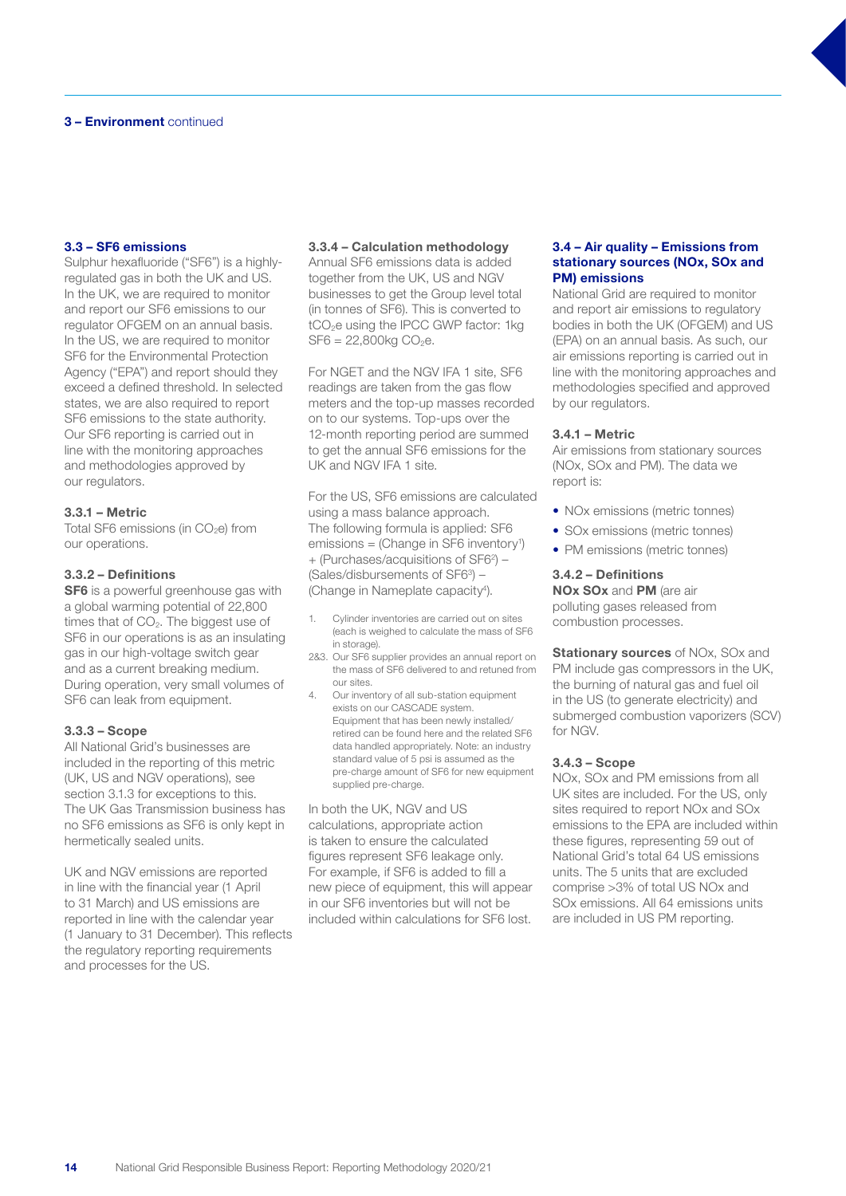**3 – Environment** continued

## 3.3 – SF6 emissions

Sulphur hexafluoride ("SF6") is a highly-regulated gas in both the UK and US. In the UK, we are required to monitor and report our SF6 emissions to our regulator OFGEM on an annual basis. In the US, we are required to monitor SF6 for the Environmental Protection Agency ("EPA") and report should they exceed a defined threshold. In selected states, we are also required to report SF6 emissions to the state authority. Our SF6 reporting is carried out in line with the monitoring approaches and methodologies approved by our regulators.

### 3.3.1 – Metric

Total SF6 emissions (in $CO_2e$) from our operations.

### 3.3.2 – Definitions

**SF6** is a powerful greenhouse gas with a global warming potential of 22,800 times that of $CO_2$. The biggest use of SF6 in our operations is as an insulating gas in our high-voltage switch gear and as a current breaking medium. During operation, very small volumes of SF6 can leak from equipment.

### 3.3.3 – Scope

All National Grid's businesses are included in the reporting of this metric (UK, US and NGV operations), see section 3.1.3 for exceptions to this. The UK Gas Transmission business has no SF6 emissions as SF6 is only kept in hermetically sealed units.

UK and NGV emissions are reported in line with the financial year (1 April to 31 March) and US emissions are reported in line with the calendar year (1 January to 31 December). This reflects the regulatory reporting requirements and processes for the US.

### 3.3.4 – Calculation methodology

Annual SF6 emissions data is added together from the UK, US and NGV businesses to get the Group level total (in tonnes of SF6). This is converted to $tCO_2e$ using the IPCC GWP factor: 1kg SF6 = 22,800kg $CO_2e$.

For NGET and the NGV IFA 1 site, SF6 readings are taken from the gas flow meters and the top-up masses recorded on to our systems. Top-ups over the 12-month reporting period are summed to get the annual SF6 emissions for the UK and NGV IFA 1 site.

For the US, SF6 emissions are calculated using a mass balance approach. The following formula is applied: SF6 emissions = (Change in SF6 inventory[1]) + (Purchases/acquisitions of SF6[2]) – (Sales/disbursements of SF6[3]) – (Change in Nameplate capacity[4]).

1. Cylinder inventories are carried out on sites (each is weighed to calculate the mass of SF6 in storage).
2&3. Our SF6 supplier provides an annual report on the mass of SF6 delivered to and retuned from our sites.
4. Our inventory of all sub-station equipment exists on our CASCADE system. Equipment that has been newly installed/retired can be found here and the related SF6 data handled appropriately. Note: an industry standard value of 5 psi is assumed as the pre-charge amount of SF6 for new equipment supplied pre-charge.

In both the UK, NGV and US calculations, appropriate action is taken to ensure the calculated figures represent SF6 leakage only. For example, if SF6 is added to fill a new piece of equipment, this will appear in our SF6 inventories but will not be included within calculations for SF6 lost.

## 3.4 – Air quality – Emissions from stationary sources (NOx, SOx and PM) emissions

National Grid are required to monitor and report air emissions to regulatory bodies in both the UK (OFGEM) and US (EPA) on an annual basis. As such, our air emissions reporting is carried out in line with the monitoring approaches and methodologies specified and approved by our regulators.

### 3.4.1 – Metric

Air emissions from stationary sources (NOx, SOx and PM). The data we report is:

- NOx emissions (metric tonnes)
- SOx emissions (metric tonnes)
- PM emissions (metric tonnes)

### 3.4.2 – Definitions

**NOx SOx** and **PM** (are air polluting gases released from combustion processes.

**Stationary sources** of NOx, SOx and PM include gas compressors in the UK, the burning of natural gas and fuel oil in the US (to generate electricity) and submerged combustion vaporizers (SCV) for NGV.

### 3.4.3 – Scope

NOx, SOx and PM emissions from all UK sites are included. For the US, only sites required to report NOx and SOx emissions to the EPA are included within these figures, representing 59 out of National Grid's total 64 US emissions units. The 5 units that are excluded comprise >3% of total US NOx and SOx emissions. All 64 emissions units are included in US PM reporting.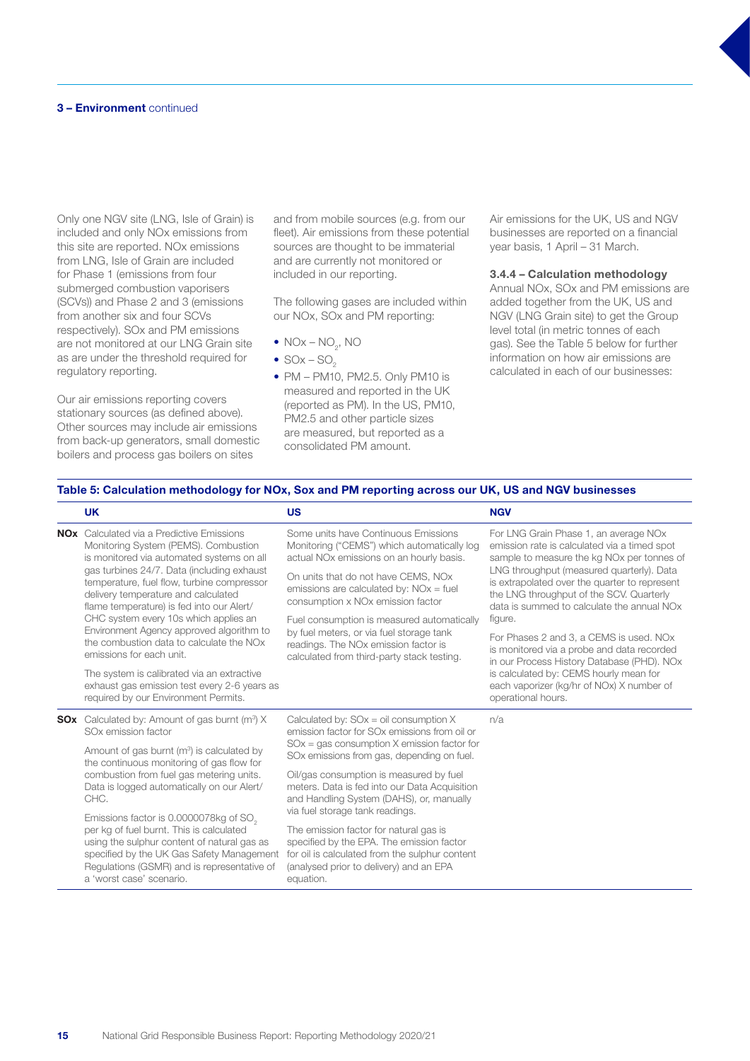**3 – Environment** continued

Only one NGV site (LNG, Isle of Grain) is included and only NOx emissions from this site are reported. NOx emissions from LNG, Isle of Grain are included for Phase 1 (emissions from four submerged combustion vaporisers (SCVs)) and Phase 2 and 3 (emissions from another six and four SCVs respectively). SOx and PM emissions are not monitored at our LNG Grain site as are under the threshold required for regulatory reporting.

Our air emissions reporting covers stationary sources (as defined above). Other sources may include air emissions from back-up generators, small domestic boilers and process gas boilers on sites and from mobile sources (e.g. from our fleet). Air emissions from these potential sources are thought to be immaterial and are currently not monitored or included in our reporting.

The following gases are included within our NOx, SOx and PM reporting:

- NOx – $NO_2$, NO
- SOx – $SO_2$
- PM – PM10, PM2.5. Only PM10 is measured and reported in the UK (reported as PM). In the US, PM10, PM2.5 and other particle sizes are measured, but reported as a consolidated PM amount.

Air emissions for the UK, US and NGV businesses are reported on a financial year basis, 1 April – 31 March.

### 3.4.4 – Calculation methodology

Annual NOx, SOx and PM emissions are added together from the UK, US and NGV (LNG Grain site) to get the Group level total (in metric tonnes of each gas). See the Table 5 below for further information on how air emissions are calculated in each of our businesses:

**Table 5: Calculation methodology for NOx, Sox and PM reporting across our UK, US and NGV businesses**

| | UK | US | NGV |
|---|---|---|---|
| **NOx** | Calculated via a Predictive Emissions Monitoring System (PEMS). Combustion is monitored via automated systems on all gas turbines 24/7. Data (including exhaust temperature, fuel flow, turbine compressor delivery temperature and calculated flame temperature) is fed into our Alert/CHC system every 10s which applies an Environment Agency approved algorithm to the combustion data to calculate the NOx emissions for each unit.<br><br>The system is calibrated via an extractive exhaust gas emission test every 2-6 years as required by our Environment Permits. | Some units have Continuous Emissions Monitoring ("CEMS") which automatically log actual NOx emissions on an hourly basis.<br><br>On units that do not have CEMS, NOx emissions are calculated by: NOx = fuel consumption x NOx emission factor<br><br>Fuel consumption is measured automatically by fuel meters, or via fuel storage tank readings. The NOx emission factor is calculated from third-party stack testing. | For LNG Grain Phase 1, an average NOx emission rate is calculated via a timed spot sample to measure the kg NOx per tonnes of LNG throughput (measured quarterly). Data is extrapolated over the quarter to represent the LNG throughput of the SCV. Quarterly data is summed to calculate the annual NOx figure.<br><br>For Phases 2 and 3, a CEMS is used. NOx is monitored via a probe and data recorded in our Process History Database (PHD). NOx is calculated by: CEMS hourly mean for each vaporizer (kg/hr of NOx) X number of operational hours. |
| **SOx** | Calculated by: Amount of gas burnt ($m^3$) X SOx emission factor<br><br>Amount of gas burnt ($m^3$) is calculated by the continuous monitoring of gas flow for combustion from fuel gas metering units. Data is logged automatically on our Alert/CHC.<br><br>Emissions factor is 0.0000078kg of $SO_2$ per kg of fuel burnt. This is calculated using the sulphur content of natural gas as specified by the UK Gas Safety Management Regulations (GSMR) and is representative of a 'worst case' scenario. | Calculated by: SOx = oil consumption X emission factor for SOx emissions from oil or SOx = gas consumption X emission factor for SOx emissions from gas, depending on fuel.<br><br>Oil/gas consumption is measured by fuel meters. Data is fed into our Data Acquisition and Handling System (DAHS), or, manually via fuel storage tank readings.<br><br>The emission factor for natural gas is specified by the EPA. The emission factor for oil is calculated from the sulphur content (analysed prior to delivery) and an EPA equation. | n/a |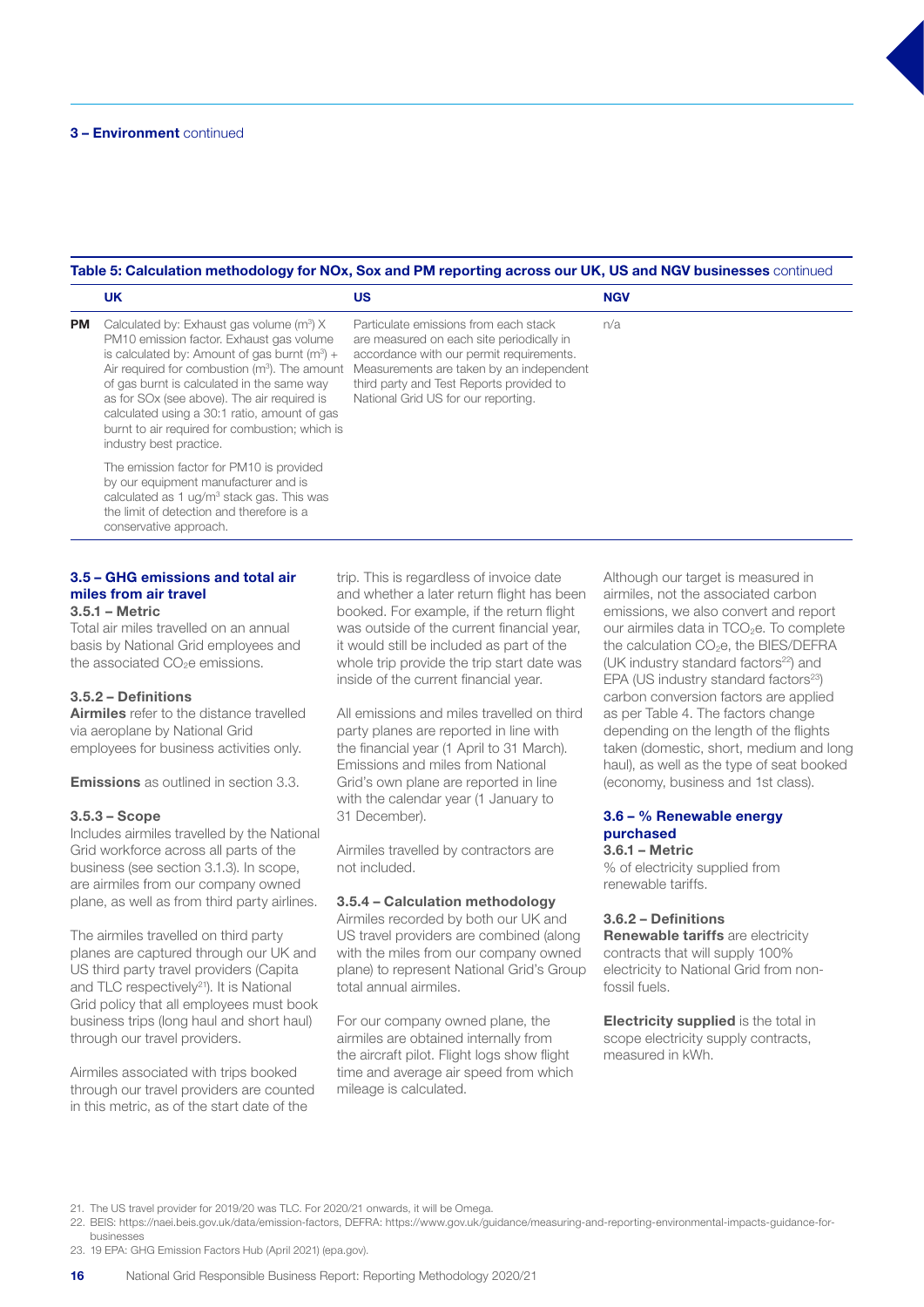3 – Environment continued

**Table 5: Calculation methodology for NOx, Sox and PM reporting across our UK, US and NGV businesses** continued

| | UK | US | NGV |
|---|---|---|---|
| **PM** | Calculated by: Exhaust gas volume ($m^3$) X PM10 emission factor. Exhaust gas volume is calculated by: Amount of gas burnt ($m^3$) + Air required for combustion ($m^3$). The amount of gas burnt is calculated in the same way as for SOx (see above). The air required is calculated using a 30:1 ratio, amount of gas burnt to air required for combustion; which is industry best practice.<br><br>The emission factor for PM10 is provided by our equipment manufacturer and is calculated as 1 ug/$m^3$ stack gas. This was the limit of detection and therefore is a conservative approach. | Particulate emissions from each stack are measured on each site periodically in accordance with our permit requirements. Measurements are taken by an independent third party and Test Reports provided to National Grid US for our reporting. | n/a |

### 3.5 – GHG emissions and total air miles from air travel

#### 3.5.1 – Metric

Total air miles travelled on an annual basis by National Grid employees and the associated $CO_2e$ emissions.

#### 3.5.2 – Definitions

**Airmiles** refer to the distance travelled via aeroplane by National Grid employees for business activities only.

**Emissions** as outlined in section 3.3.

#### 3.5.3 – Scope

Includes airmiles travelled by the National Grid workforce across all parts of the business (see section 3.1.3). In scope, are airmiles from our company owned plane, as well as from third party airlines.

The airmiles travelled on third party planes are captured through our UK and US third party travel providers (Capita and TLC respectively[21]). It is National Grid policy that all employees must book business trips (long haul and short haul) through our travel providers.

Airmiles associated with trips booked through our travel providers are counted in this metric, as of the start date of the trip. This is regardless of invoice date and whether a later return flight has been booked. For example, if the return flight was outside of the current financial year, it would still be included as part of the whole trip provide the trip start date was inside of the current financial year.

All emissions and miles travelled on third party planes are reported in line with the financial year (1 April to 31 March). Emissions and miles from National Grid's own plane are reported in line with the calendar year (1 January to 31 December).

Airmiles travelled by contractors are not included.

#### 3.5.4 – Calculation methodology

Airmiles recorded by both our UK and US travel providers are combined (along with the miles from our company owned plane) to represent National Grid's Group total annual airmiles.

For our company owned plane, the airmiles are obtained internally from the aircraft pilot. Flight logs show flight time and average air speed from which mileage is calculated.

Although our target is measured in airmiles, not the associated carbon emissions, we also convert and report our airmiles data in $TCO_2e$. To complete the calculation $CO_2e$, the BIES/DEFRA (UK industry standard factors[22]) and EPA (US industry standard factors[23]) carbon conversion factors are applied as per Table 4. The factors change depending on the length of the flights taken (domestic, short, medium and long haul), as well as the type of seat booked (economy, business and 1st class).

### 3.6 – % Renewable energy purchased

#### 3.6.1 – Metric

% of electricity supplied from renewable tariffs.

#### 3.6.2 – Definitions

**Renewable tariffs** are electricity contracts that will supply 100% electricity to National Grid from non-fossil fuels.

**Electricity supplied** is the total in scope electricity supply contracts, measured in kWh.

21. The US travel provider for 2019/20 was TLC. For 2020/21 onwards, it will be Omega.
22. BEIS: https://naei.beis.gov.uk/data/emission-factors, DEFRA: https://www.gov.uk/guidance/measuring-and-reporting-environmental-impacts-guidance-for-businesses
23. 19 EPA: GHG Emission Factors Hub (April 2021) (epa.gov).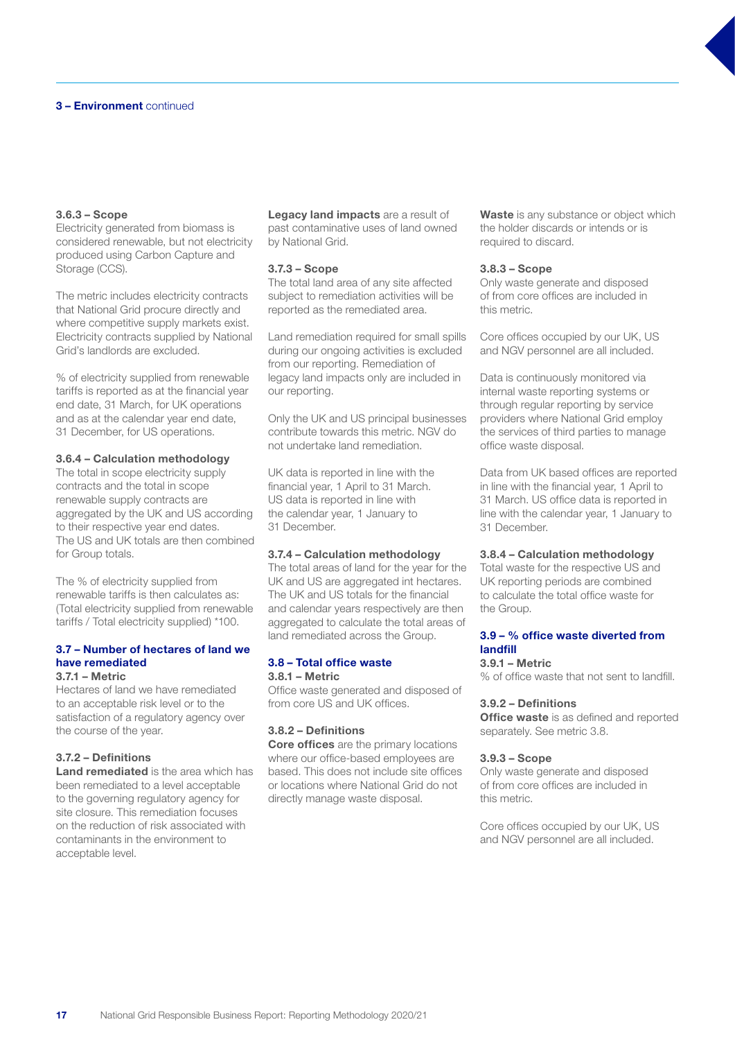#### 3.6.3 – Scope

Electricity generated from biomass is considered renewable, but not electricity produced using Carbon Capture and Storage (CCS).

The metric includes electricity contracts that National Grid procure directly and where competitive supply markets exist. Electricity contracts supplied by National Grid's landlords are excluded.

% of electricity supplied from renewable tariffs is reported as at the financial year end date, 31 March, for UK operations and as at the calendar year end date, 31 December, for US operations.

#### 3.6.4 – Calculation methodology

The total in scope electricity supply contracts and the total in scope renewable supply contracts are aggregated by the UK and US according to their respective year end dates. The US and UK totals are then combined for Group totals.

The % of electricity supplied from renewable tariffs is then calculates as: (Total electricity supplied from renewable tariffs / Total electricity supplied) *100.

### 3.7 – Number of hectares of land we have remediated

#### 3.7.1 – Metric

Hectares of land we have remediated to an acceptable risk level or to the satisfaction of a regulatory agency over the course of the year.

#### 3.7.2 – Definitions

**Land remediated** is the area which has been remediated to a level acceptable to the governing regulatory agency for site closure. This remediation focuses on the reduction of risk associated with contaminants in the environment to acceptable level.

**Legacy land impacts** are a result of past contaminative uses of land owned by National Grid.

#### 3.7.3 – Scope

The total land area of any site affected subject to remediation activities will be reported as the remediated area.

Land remediation required for small spills during our ongoing activities is excluded from our reporting. Remediation of legacy land impacts only are included in our reporting.

Only the UK and US principal businesses contribute towards this metric. NGV do not undertake land remediation.

UK data is reported in line with the financial year, 1 April to 31 March. US data is reported in line with the calendar year, 1 January to 31 December.

#### 3.7.4 – Calculation methodology

The total areas of land for the year for the UK and US are aggregated int hectares. The UK and US totals for the financial and calendar years respectively are then aggregated to calculate the total areas of land remediated across the Group.

### 3.8 – Total office waste

#### 3.8.1 – Metric

Office waste generated and disposed of from core US and UK offices.

#### 3.8.2 – Definitions

**Core offices** are the primary locations where our office-based employees are based. This does not include site offices or locations where National Grid do not directly manage waste disposal.

**Waste** is any substance or object which the holder discards or intends or is required to discard.

#### 3.8.3 – Scope

Only waste generate and disposed of from core offices are included in this metric.

Core offices occupied by our UK, US and NGV personnel are all included.

Data is continuously monitored via internal waste reporting systems or through regular reporting by service providers where National Grid employ the services of third parties to manage office waste disposal.

Data from UK based offices are reported in line with the financial year, 1 April to 31 March. US office data is reported in line with the calendar year, 1 January to 31 December.

#### 3.8.4 – Calculation methodology

Total waste for the respective US and UK reporting periods are combined to calculate the total office waste for the Group.

### 3.9 – % office waste diverted from landfill

#### 3.9.1 – Metric

% of office waste that not sent to landfill.

#### 3.9.2 – Definitions

**Office waste** is as defined and reported separately. See metric 3.8.

#### 3.9.3 – Scope

Only waste generate and disposed of from core offices are included in this metric.

Core offices occupied by our UK, US and NGV personnel are all included.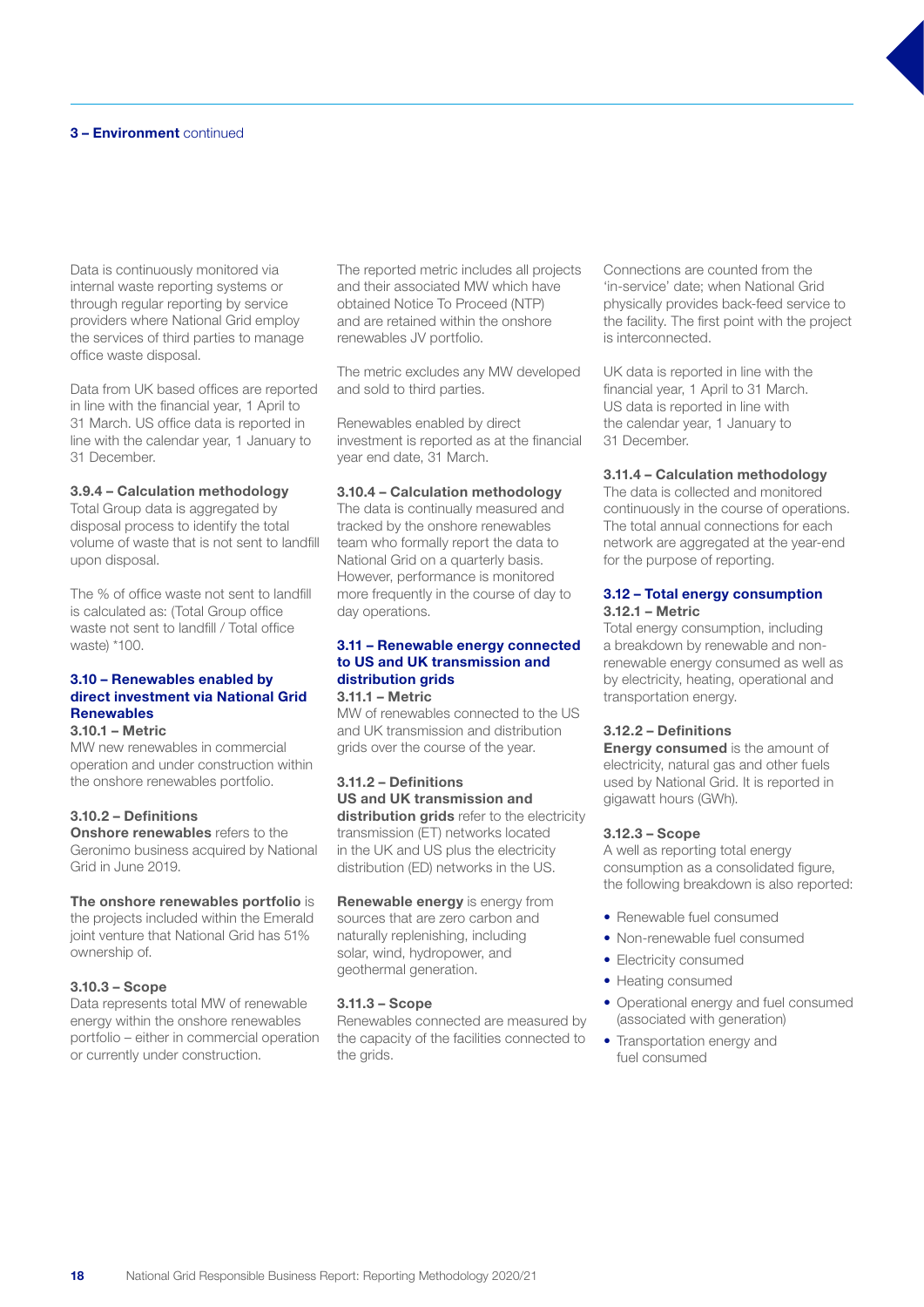**3 – Environment** continued

Data is continuously monitored via internal waste reporting systems or through regular reporting by service providers where National Grid employ the services of third parties to manage office waste disposal.

Data from UK based offices are reported in line with the financial year, 1 April to 31 March. US office data is reported in line with the calendar year, 1 January to 31 December.

**3.9.4 – Calculation methodology**
Total Group data is aggregated by disposal process to identify the total volume of waste that is not sent to landfill upon disposal.

The % of office waste not sent to landfill is calculated as: (Total Group office waste not sent to landfill / Total office waste) *100.

## 3.10 – Renewables enabled by direct investment via National Grid Renewables

**3.10.1 – Metric**
MW new renewables in commercial operation and under construction within the onshore renewables portfolio.

**3.10.2 – Definitions**
**Onshore renewables** refers to the Geronimo business acquired by National Grid in June 2019.

**The onshore renewables portfolio** is the projects included within the Emerald joint venture that National Grid has 51% ownership of.

**3.10.3 – Scope**
Data represents total MW of renewable energy within the onshore renewables portfolio – either in commercial operation or currently under construction.

The reported metric includes all projects and their associated MW which have obtained Notice To Proceed (NTP) and are retained within the onshore renewables JV portfolio.

The metric excludes any MW developed and sold to third parties.

Renewables enabled by direct investment is reported as at the financial year end date, 31 March.

**3.10.4 – Calculation methodology**
The data is continually measured and tracked by the onshore renewables team who formally report the data to National Grid on a quarterly basis. However, performance is monitored more frequently in the course of day to day operations.

## 3.11 – Renewable energy connected to US and UK transmission and distribution grids

**3.11.1 – Metric**
MW of renewables connected to the US and UK transmission and distribution grids over the course of the year.

**3.11.2 – Definitions**
**US and UK transmission and distribution grids** refer to the electricity transmission (ET) networks located in the UK and US plus the electricity distribution (ED) networks in the US.

**Renewable energy** is energy from sources that are zero carbon and naturally replenishing, including solar, wind, hydropower, and geothermal generation.

**3.11.3 – Scope**
Renewables connected are measured by the capacity of the facilities connected to the grids.

Connections are counted from the 'in-service' date; when National Grid physically provides back-feed service to the facility. The first point with the project is interconnected.

UK data is reported in line with the financial year, 1 April to 31 March. US data is reported in line with the calendar year, 1 January to 31 December.

**3.11.4 – Calculation methodology**
The data is collected and monitored continuously in the course of operations. The total annual connections for each network are aggregated at the year-end for the purpose of reporting.

## 3.12 – Total energy consumption

**3.12.1 – Metric**
Total energy consumption, including a breakdown by renewable and non-renewable energy consumed as well as by electricity, heating, operational and transportation energy.

**3.12.2 – Definitions**
**Energy consumed** is the amount of electricity, natural gas and other fuels used by National Grid. It is reported in gigawatt hours (GWh).

**3.12.3 – Scope**
A well as reporting total energy consumption as a consolidated figure, the following breakdown is also reported:

- Renewable fuel consumed
- Non-renewable fuel consumed
- Electricity consumed
- Heating consumed
- Operational energy and fuel consumed (associated with generation)
- Transportation energy and fuel consumed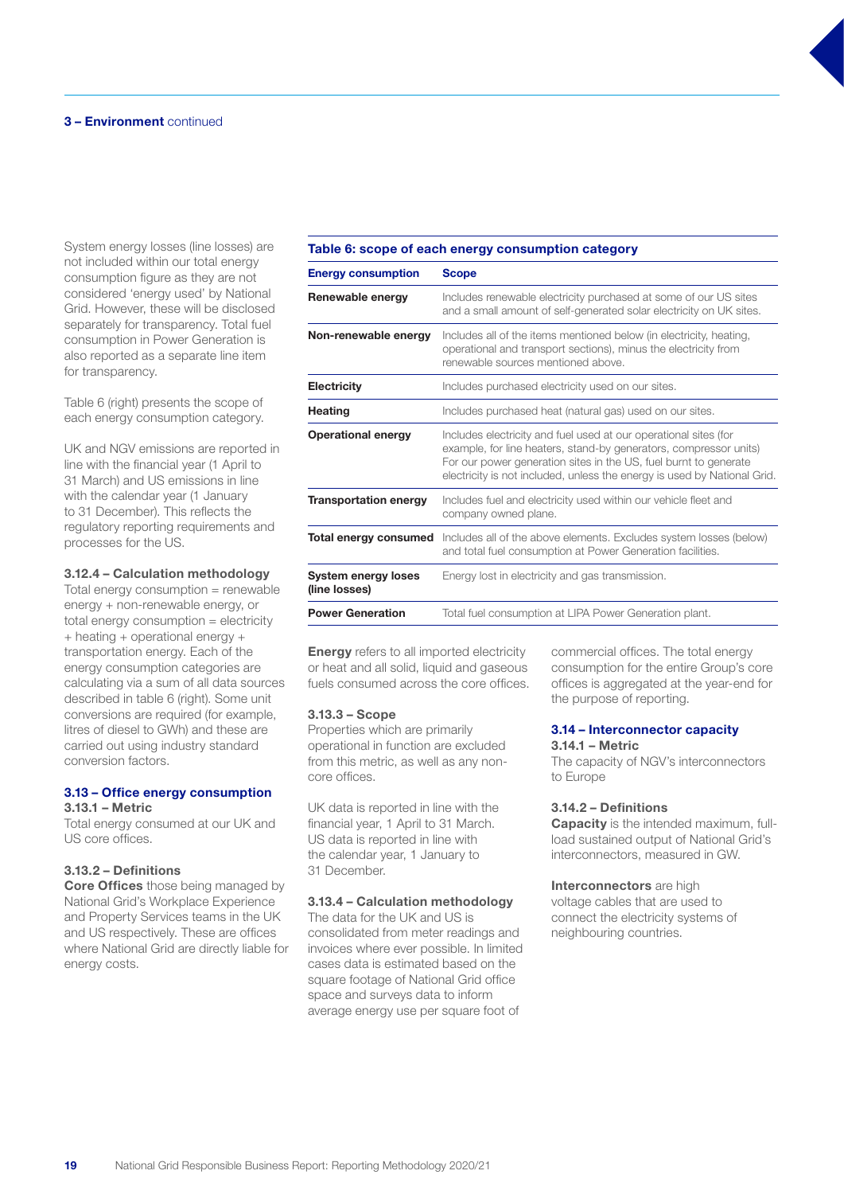**3 – Environment** continued

System energy losses (line losses) are not included within our total energy consumption figure as they are not considered 'energy used' by National Grid. However, these will be disclosed separately for transparency. Total fuel consumption in Power Generation is also reported as a separate line item for transparency.

Table 6 (right) presents the scope of each energy consumption category.

UK and NGV emissions are reported in line with the financial year (1 April to 31 March) and US emissions in line with the calendar year (1 January to 31 December). This reflects the regulatory reporting requirements and processes for the US.

**3.12.4 – Calculation methodology**

Total energy consumption = renewable energy + non-renewable energy, or total energy consumption = electricity + heating + operational energy + transportation energy. Each of the energy consumption categories are calculating via a sum of all data sources described in table 6 (right). Some unit conversions are required (for example, litres of diesel to GWh) and these are carried out using industry standard conversion factors.

**Table 6: scope of each energy consumption category**

| Energy consumption | Scope |
|---|---|
| **Renewable energy** | Includes renewable electricity purchased at some of our US sites and a small amount of self-generated solar electricity on UK sites. |
| **Non-renewable energy** | Includes all of the items mentioned below (in electricity, heating, operational and transport sections), minus the electricity from renewable sources mentioned above. |
| **Electricity** | Includes purchased electricity used on our sites. |
| **Heating** | Includes purchased heat (natural gas) used on our sites. |
| **Operational energy** | Includes electricity and fuel used at our operational sites (for example, for line heaters, stand-by generators, compressor units) For our power generation sites in the US, fuel burnt to generate electricity is not included, unless the energy is used by National Grid. |
| **Transportation energy** | Includes fuel and electricity used within our vehicle fleet and company owned plane. |
| **Total energy consumed** | Includes all of the above elements. Excludes system losses (below) and total fuel consumption at Power Generation facilities. |
| **System energy loses (line losses)** | Energy lost in electricity and gas transmission. |
| **Power Generation** | Total fuel consumption at LIPA Power Generation plant. |

## 3.13 – Office energy consumption

**3.13.1 – Metric**

Total energy consumed at our UK and US core offices.

**3.13.2 – Definitions**

**Core Offices** those being managed by National Grid's Workplace Experience and Property Services teams in the UK and US respectively. These are offices where National Grid are directly liable for energy costs.

**Energy** refers to all imported electricity or heat and all solid, liquid and gaseous fuels consumed across the core offices.

**3.13.3 – Scope**

Properties which are primarily operational in function are excluded from this metric, as well as any non-core offices.

UK data is reported in line with the financial year, 1 April to 31 March. US data is reported in line with the calendar year, 1 January to 31 December.

**3.13.4 – Calculation methodology**

The data for the UK and US is consolidated from meter readings and invoices where ever possible. In limited cases data is estimated based on the square footage of National Grid office space and surveys data to inform average energy use per square foot of commercial offices. The total energy consumption for the entire Group's core offices is aggregated at the year-end for the purpose of reporting.

## 3.14 – Interconnector capacity

**3.14.1 – Metric**

The capacity of NGV's interconnectors to Europe

**3.14.2 – Definitions**

**Capacity** is the intended maximum, full-load sustained output of National Grid's interconnectors, measured in GW.

**Interconnectors** are high voltage cables that are used to connect the electricity systems of neighbouring countries.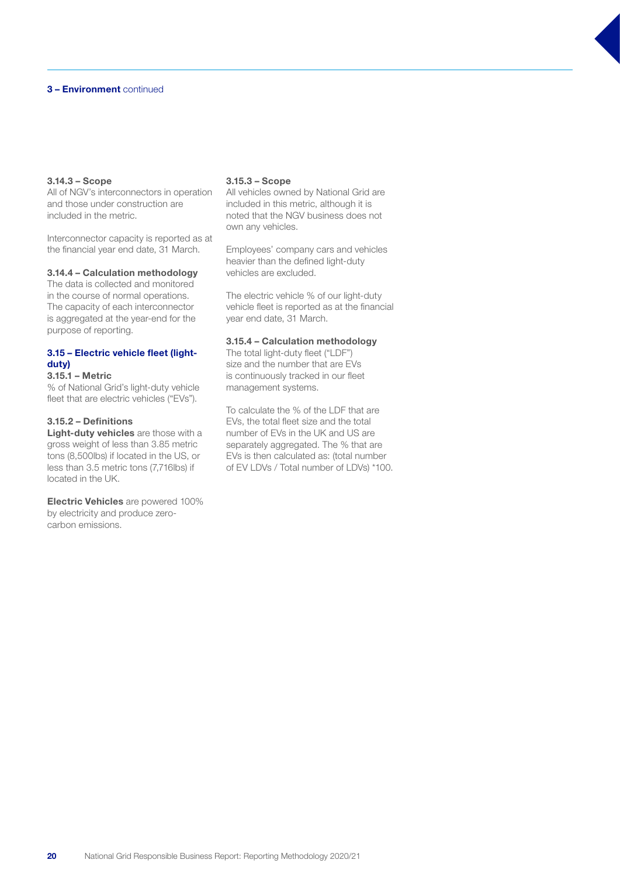#### 3.14.3 – Scope

All of NGV's interconnectors in operation and those under construction are included in the metric.

Interconnector capacity is reported as at the financial year end date, 31 March.

#### 3.14.4 – Calculation methodology

The data is collected and monitored in the course of normal operations. The capacity of each interconnector is aggregated at the year-end for the purpose of reporting.

### 3.15 – Electric vehicle fleet (light-duty)

#### 3.15.1 – Metric

% of National Grid's light-duty vehicle fleet that are electric vehicles ("EVs").

#### 3.15.2 – Definitions

**Light-duty vehicles** are those with a gross weight of less than 3.85 metric tons (8,500lbs) if located in the US, or less than 3.5 metric tons (7,716lbs) if located in the UK.

**Electric Vehicles** are powered 100% by electricity and produce zero-carbon emissions.

#### 3.15.3 – Scope

All vehicles owned by National Grid are included in this metric, although it is noted that the NGV business does not own any vehicles.

Employees' company cars and vehicles heavier than the defined light-duty vehicles are excluded.

The electric vehicle % of our light-duty vehicle fleet is reported as at the financial year end date, 31 March.

#### 3.15.4 – Calculation methodology

The total light-duty fleet ("LDF") size and the number that are EVs is continuously tracked in our fleet management systems.

To calculate the % of the LDF that are EVs, the total fleet size and the total number of EVs in the UK and US are separately aggregated. The % that are EVs is then calculated as: (total number of EV LDVs / Total number of LDVs) *100.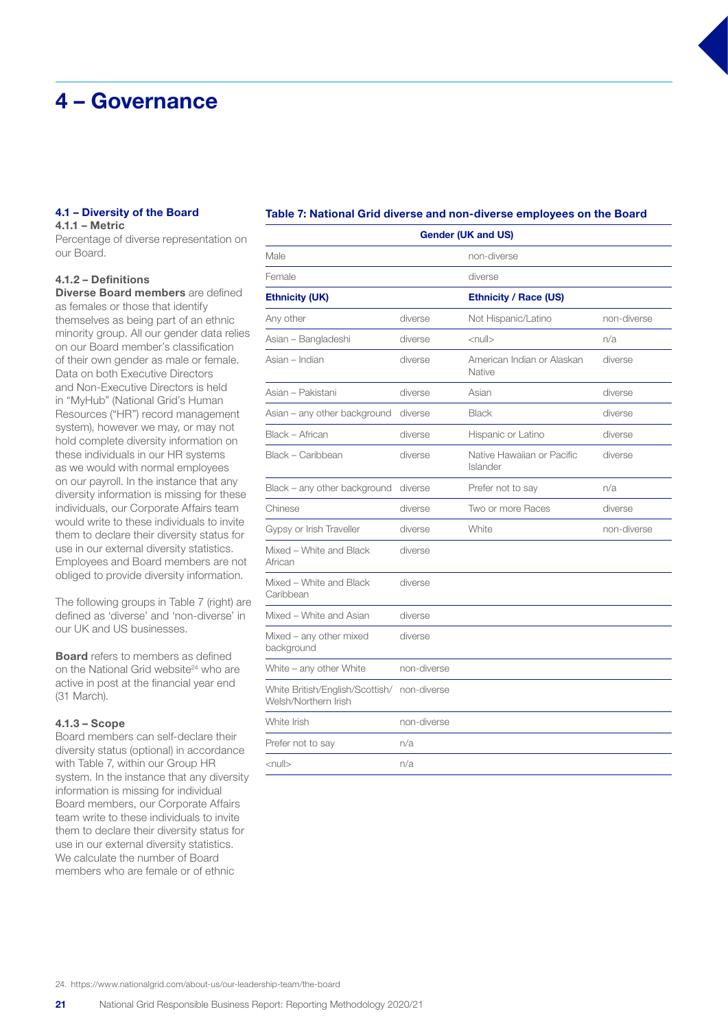# 4 – Governance

### 4.1 – Diversity of the Board

#### 4.1.1 – Metric

Percentage of diverse representation on our Board.

#### 4.1.2 – Definitions

**Diverse Board members** are defined as females or those that identify themselves as being part of an ethnic minority group. All our gender data relies on our Board member's classification of their own gender as male or female. Data on both Executive Directors and Non-Executive Directors is held in "MyHub" (National Grid's Human Resources ("HR") record management system), however we may, or may not hold complete diversity information on these individuals in our HR systems as we would with normal employees on our payroll. In the instance that any diversity information is missing for these individuals, our Corporate Affairs team would write to these individuals to invite them to declare their diversity status for use in our external diversity statistics. Employees and Board members are not obliged to provide diversity information.

The following groups in Table 7 (right) are defined as 'diverse' and 'non-diverse' in our UK and US businesses.

**Board** refers to members as defined on the National Grid website[24] who are active in post at the financial year end (31 March).

#### 4.1.3 – Scope

Board members can self-declare their diversity status (optional) in accordance with Table 7, within our Group HR system. In the instance that any diversity information is missing for individual Board members, our Corporate Affairs team write to these individuals to invite them to declare their diversity status for use in our external diversity statistics. We calculate the number of Board members who are female or of ethnic

**Table 7: National Grid diverse and non-diverse employees on the Board**

| **Gender (UK and US)** | | | |
|---|---|---|---|
| Male | | non-diverse | |
| Female | | diverse | |
| **Ethnicity (UK)** | | **Ethnicity / Race (US)** | |
| Any other | diverse | Not Hispanic/Latino | non-diverse |
| Asian – Bangladeshi | diverse | <null> | n/a |
| Asian – Indian | diverse | American Indian or Alaskan Native | diverse |
| Asian – Pakistani | diverse | Asian | diverse |
| Asian – any other background | diverse | Black | diverse |
| Black – African | diverse | Hispanic or Latino | diverse |
| Black – Caribbean | diverse | Native Hawaiian or Pacific Islander | diverse |
| Black – any other background | diverse | Prefer not to say | n/a |
| Chinese | diverse | Two or more Races | diverse |
| Gypsy or Irish Traveller | diverse | White | non-diverse |
| Mixed – White and Black African | diverse | | |
| Mixed – White and Black Caribbean | diverse | | |
| Mixed – White and Asian | diverse | | |
| Mixed – any other mixed background | diverse | | |
| White – any other White | non-diverse | | |
| White British/English/Scottish/ Welsh/Northern Irish | non-diverse | | |
| White Irish | non-diverse | | |
| Prefer not to say | n/a | | |
| <null> | n/a | | |

24. https://www.nationalgrid.com/about-us/our-leadership-team/the-board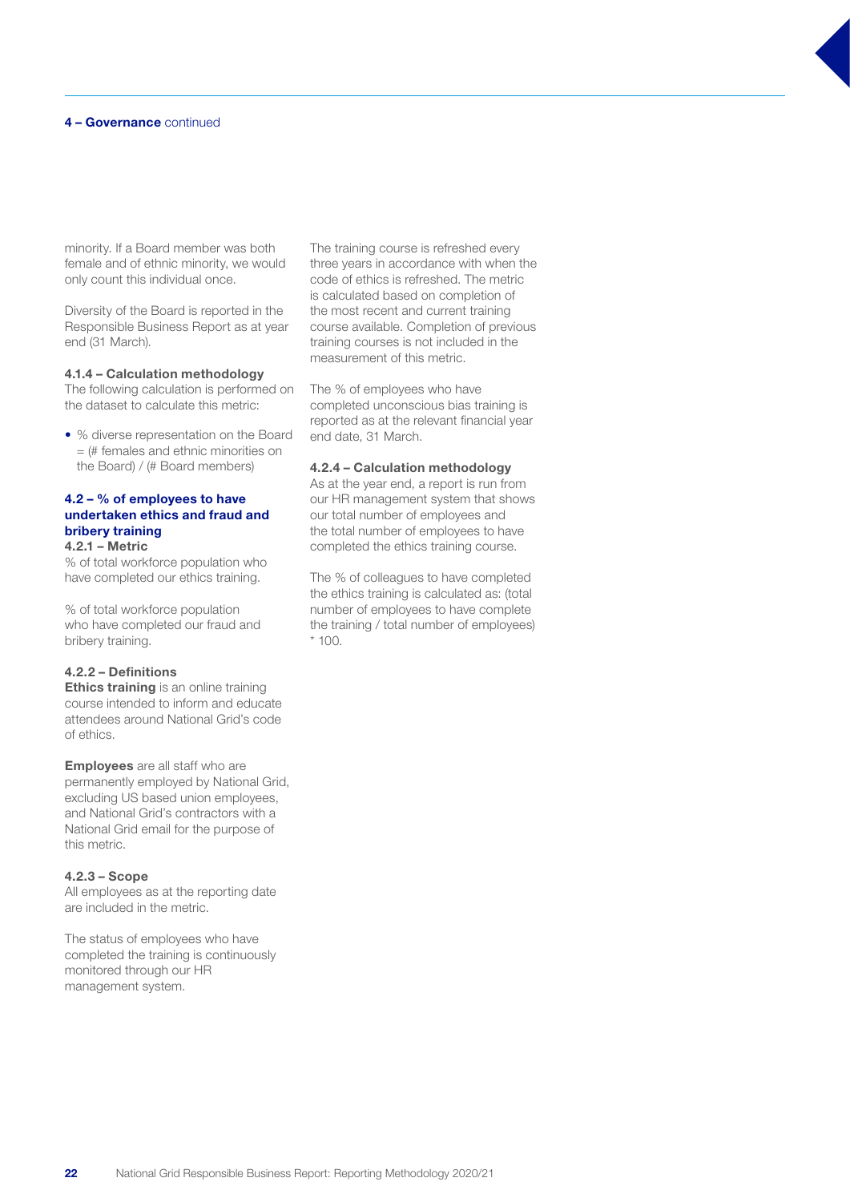minority. If a Board member was both female and of ethnic minority, we would only count this individual once.

Diversity of the Board is reported in the Responsible Business Report as at year end (31 March).

#### 4.1.4 – Calculation methodology

The following calculation is performed on the dataset to calculate this metric:

- % diverse representation on the Board = (# females and ethnic minorities on the Board) / (# Board members)

### 4.2 – % of employees to have undertaken ethics and fraud and bribery training

#### 4.2.1 – Metric

% of total workforce population who have completed our ethics training.

% of total workforce population who have completed our fraud and bribery training.

#### 4.2.2 – Definitions

**Ethics training** is an online training course intended to inform and educate attendees around National Grid's code of ethics.

**Employees** are all staff who are permanently employed by National Grid, excluding US based union employees, and National Grid's contractors with a National Grid email for the purpose of this metric.

#### 4.2.3 – Scope

All employees as at the reporting date are included in the metric.

The status of employees who have completed the training is continuously monitored through our HR management system.

The training course is refreshed every three years in accordance with when the code of ethics is refreshed. The metric is calculated based on completion of the most recent and current training course available. Completion of previous training courses is not included in the measurement of this metric.

The % of employees who have completed unconscious bias training is reported as at the relevant financial year end date, 31 March.

#### 4.2.4 – Calculation methodology

As at the year end, a report is run from our HR management system that shows our total number of employees and the total number of employees to have completed the ethics training course.

The % of colleagues to have completed the ethics training is calculated as: (total number of employees to have complete the training / total number of employees) * 100.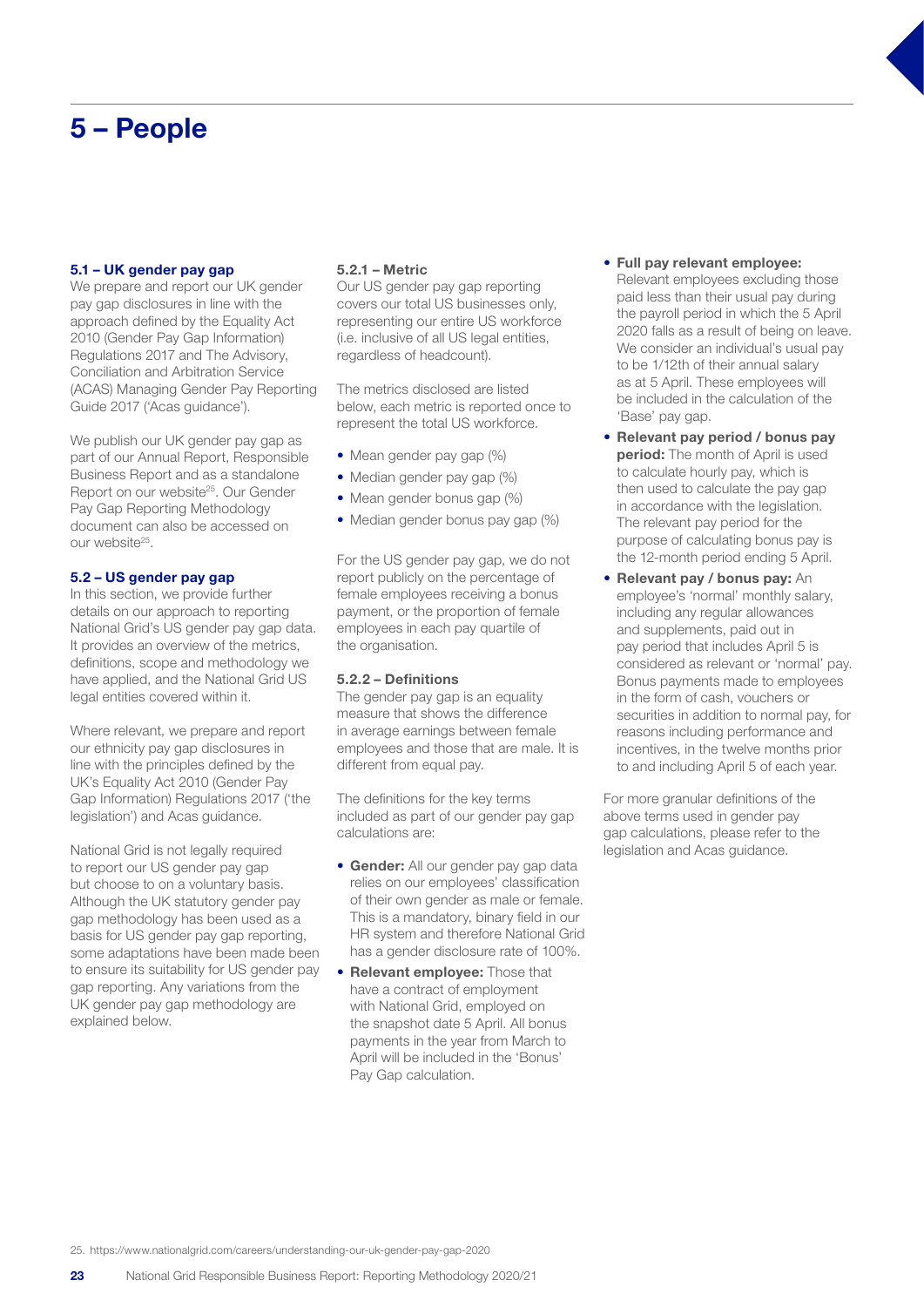# 5 – People

### 5.1 – UK gender pay gap

We prepare and report our UK gender pay gap disclosures in line with the approach defined by the Equality Act 2010 (Gender Pay Gap Information) Regulations 2017 and The Advisory, Conciliation and Arbitration Service (ACAS) Managing Gender Pay Reporting Guide 2017 ('Acas guidance').

We publish our UK gender pay gap as part of our Annual Report, Responsible Business Report and as a standalone Report on our website[25]. Our Gender Pay Gap Reporting Methodology document can also be accessed on our website[25].

### 5.2 – US gender pay gap

In this section, we provide further details on our approach to reporting National Grid's US gender pay gap data. It provides an overview of the metrics, definitions, scope and methodology we have applied, and the National Grid US legal entities covered within it.

Where relevant, we prepare and report our ethnicity pay gap disclosures in line with the principles defined by the UK's Equality Act 2010 (Gender Pay Gap Information) Regulations 2017 ('the legislation') and Acas guidance.

National Grid is not legally required to report our US gender pay gap but choose to on a voluntary basis. Although the UK statutory gender pay gap methodology has been used as a basis for US gender pay gap reporting, some adaptations have been made been to ensure its suitability for US gender pay gap reporting. Any variations from the UK gender pay gap methodology are explained below.

#### 5.2.1 – Metric

Our US gender pay gap reporting covers our total US businesses only, representing our entire US workforce (i.e. inclusive of all US legal entities, regardless of headcount).

The metrics disclosed are listed below, each metric is reported once to represent the total US workforce.

- Mean gender pay gap (%)
- Median gender pay gap (%)
- Mean gender bonus gap (%)
- Median gender bonus pay gap (%)

For the US gender pay gap, we do not report publicly on the percentage of female employees receiving a bonus payment, or the proportion of female employees in each pay quartile of the organisation.

#### 5.2.2 – Definitions

The gender pay gap is an equality measure that shows the difference in average earnings between female employees and those that are male. It is different from equal pay.

The definitions for the key terms included as part of our gender pay gap calculations are:

- **Gender:** All our gender pay gap data relies on our employees' classification of their own gender as male or female. This is a mandatory, binary field in our HR system and therefore National Grid has a gender disclosure rate of 100%.
- **Relevant employee:** Those that have a contract of employment with National Grid, employed on the snapshot date 5 April. All bonus payments in the year from March to April will be included in the 'Bonus' Pay Gap calculation.
- **Full pay relevant employee:** Relevant employees excluding those paid less than their usual pay during the payroll period in which the 5 April 2020 falls as a result of being on leave. We consider an individual's usual pay to be 1/12th of their annual salary as at 5 April. These employees will be included in the calculation of the 'Base' pay gap.
- **Relevant pay period / bonus pay period:** The month of April is used to calculate hourly pay, which is then used to calculate the pay gap in accordance with the legislation. The relevant pay period for the purpose of calculating bonus pay is the 12-month period ending 5 April.
- **Relevant pay / bonus pay:** An employee's 'normal' monthly salary, including any regular allowances and supplements, paid out in pay period that includes April 5 is considered as relevant or 'normal' pay. Bonus payments made to employees in the form of cash, vouchers or securities in addition to normal pay, for reasons including performance and incentives, in the twelve months prior to and including April 5 of each year.

For more granular definitions of the above terms used in gender pay gap calculations, please refer to the legislation and Acas guidance.

25. https://www.nationalgrid.com/careers/understanding-our-uk-gender-pay-gap-2020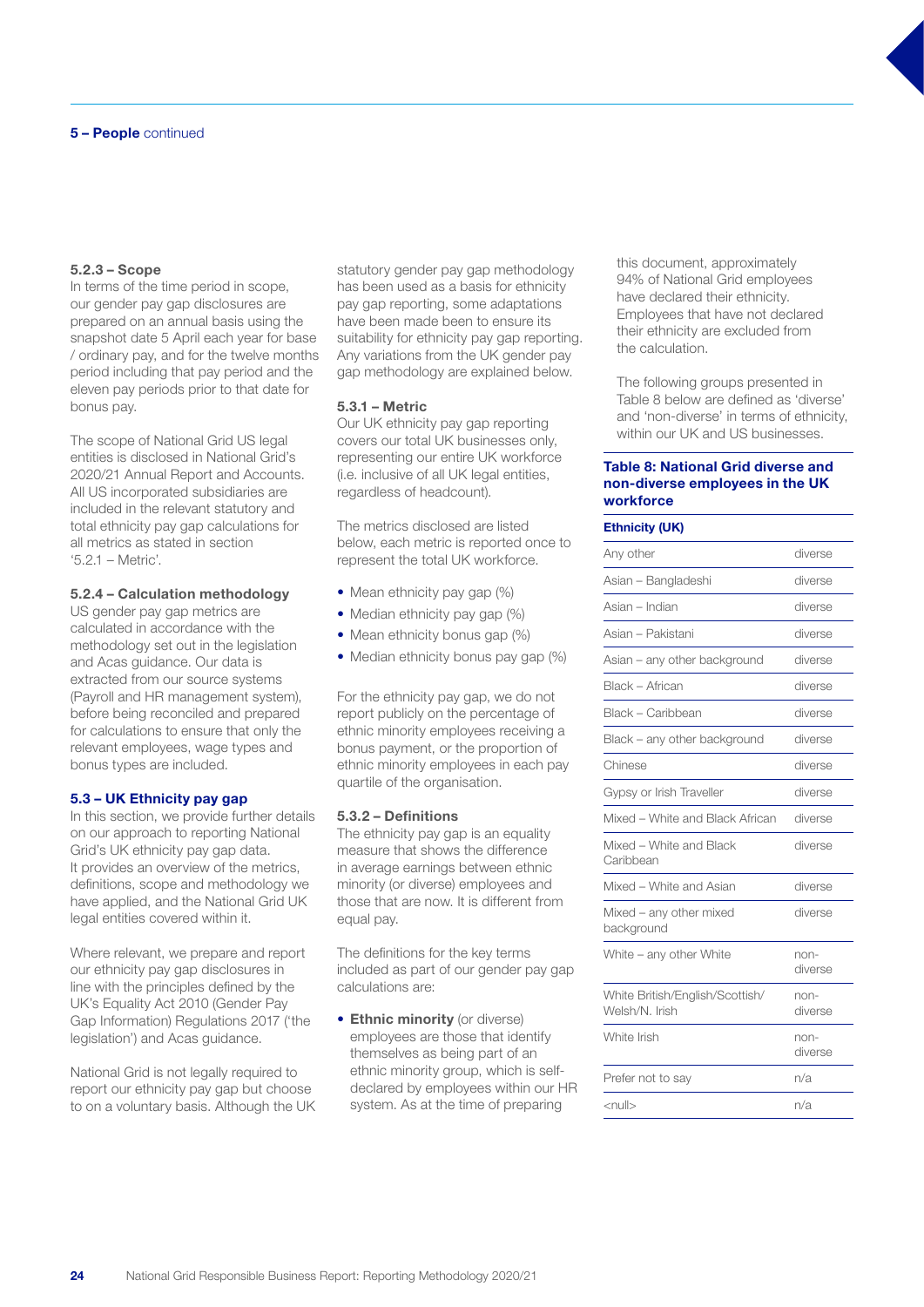### 5.2.3 – Scope

In terms of the time period in scope, our gender pay gap disclosures are prepared on an annual basis using the snapshot date 5 April each year for base / ordinary pay, and for the twelve months period including that pay period and the eleven pay periods prior to that date for bonus pay.

The scope of National Grid US legal entities is disclosed in National Grid's 2020/21 Annual Report and Accounts. All US incorporated subsidiaries are included in the relevant statutory and total ethnicity pay gap calculations for all metrics as stated in section '5.2.1 – Metric'.

### 5.2.4 – Calculation methodology

US gender pay gap metrics are calculated in accordance with the methodology set out in the legislation and Acas guidance. Our data is extracted from our source systems (Payroll and HR management system), before being reconciled and prepared for calculations to ensure that only the relevant employees, wage types and bonus types are included.

## 5.3 – UK Ethnicity pay gap

In this section, we provide further details on our approach to reporting National Grid's UK ethnicity pay gap data. It provides an overview of the metrics, definitions, scope and methodology we have applied, and the National Grid UK legal entities covered within it.

Where relevant, we prepare and report our ethnicity pay gap disclosures in line with the principles defined by the UK's Equality Act 2010 (Gender Pay Gap Information) Regulations 2017 ('the legislation') and Acas guidance.

National Grid is not legally required to report our ethnicity pay gap but choose to on a voluntary basis. Although the UK statutory gender pay gap methodology has been used as a basis for ethnicity pay gap reporting, some adaptations have been made been to ensure its suitability for ethnicity pay gap reporting. Any variations from the UK gender pay gap methodology are explained below.

### 5.3.1 – Metric

Our UK ethnicity pay gap reporting covers our total UK businesses only, representing our entire UK workforce (i.e. inclusive of all UK legal entities, regardless of headcount).

The metrics disclosed are listed below, each metric is reported once to represent the total UK workforce.

- Mean ethnicity pay gap (%)
- Median ethnicity pay gap (%)
- Mean ethnicity bonus gap (%)
- Median ethnicity bonus pay gap (%)

For the ethnicity pay gap, we do not report publicly on the percentage of ethnic minority employees receiving a bonus payment, or the proportion of ethnic minority employees in each pay quartile of the organisation.

### 5.3.2 – Definitions

The ethnicity pay gap is an equality measure that shows the difference in average earnings between ethnic minority (or diverse) employees and those that are now. It is different from equal pay.

The definitions for the key terms included as part of our gender pay gap calculations are:

- **Ethnic minority** (or diverse) employees are those that identify themselves as being part of an ethnic minority group, which is self-declared by employees within our HR system. As at the time of preparing this document, approximately 94% of National Grid employees have declared their ethnicity. Employees that have not declared their ethnicity are excluded from the calculation.

The following groups presented in Table 8 below are defined as 'diverse' and 'non-diverse' in terms of ethnicity, within our UK and US businesses.

**Table 8: National Grid diverse and non-diverse employees in the UK workforce**

| Ethnicity (UK) | |
|---|---|
| Any other | diverse |
| Asian – Bangladeshi | diverse |
| Asian – Indian | diverse |
| Asian – Pakistani | diverse |
| Asian – any other background | diverse |
| Black – African | diverse |
| Black – Caribbean | diverse |
| Black – any other background | diverse |
| Chinese | diverse |
| Gypsy or Irish Traveller | diverse |
| Mixed – White and Black African | diverse |
| Mixed – White and Black Caribbean | diverse |
| Mixed – White and Asian | diverse |
| Mixed – any other mixed background | diverse |
| White – any other White | non-diverse |
| White British/English/Scottish/Welsh/N. Irish | non-diverse |
| White Irish | non-diverse |
| Prefer not to say | n/a |
| <null> | n/a |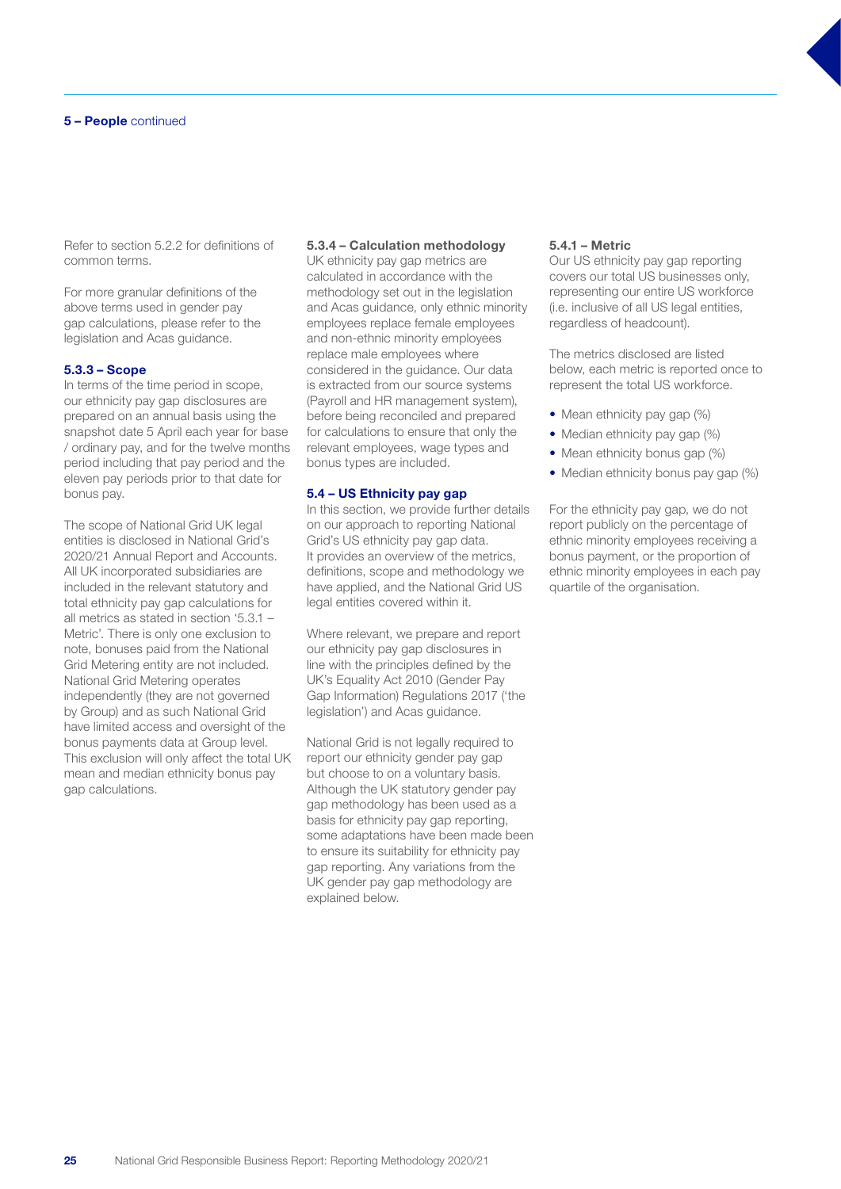Refer to section 5.2.2 for definitions of common terms.

For more granular definitions of the above terms used in gender pay gap calculations, please refer to the legislation and Acas guidance.

#### 5.3.3 – Scope

In terms of the time period in scope, our ethnicity pay gap disclosures are prepared on an annual basis using the snapshot date 5 April each year for base / ordinary pay, and for the twelve months period including that pay period and the eleven pay periods prior to that date for bonus pay.

The scope of National Grid UK legal entities is disclosed in National Grid's 2020/21 Annual Report and Accounts. All UK incorporated subsidiaries are included in the relevant statutory and total ethnicity pay gap calculations for all metrics as stated in section '5.3.1 – Metric'. There is only one exclusion to note, bonuses paid from the National Grid Metering entity are not included. National Grid Metering operates independently (they are not governed by Group) and as such National Grid have limited access and oversight of the bonus payments data at Group level. This exclusion will only affect the total UK mean and median ethnicity bonus pay gap calculations.

#### 5.3.4 – Calculation methodology

UK ethnicity pay gap metrics are calculated in accordance with the methodology set out in the legislation and Acas guidance, only ethnic minority employees replace female employees and non-ethnic minority employees replace male employees where considered in the guidance. Our data is extracted from our source systems (Payroll and HR management system), before being reconciled and prepared for calculations to ensure that only the relevant employees, wage types and bonus types are included.

### 5.4 – US Ethnicity pay gap

In this section, we provide further details on our approach to reporting National Grid's US ethnicity pay gap data. It provides an overview of the metrics, definitions, scope and methodology we have applied, and the National Grid US legal entities covered within it.

Where relevant, we prepare and report our ethnicity pay gap disclosures in line with the principles defined by the UK's Equality Act 2010 (Gender Pay Gap Information) Regulations 2017 ('the legislation') and Acas guidance.

National Grid is not legally required to report our ethnicity gender pay gap but choose to on a voluntary basis. Although the UK statutory gender pay gap methodology has been used as a basis for ethnicity pay gap reporting, some adaptations have been made been to ensure its suitability for ethnicity pay gap reporting. Any variations from the UK gender pay gap methodology are explained below.

#### 5.4.1 – Metric

Our US ethnicity pay gap reporting covers our total US businesses only, representing our entire US workforce (i.e. inclusive of all US legal entities, regardless of headcount).

The metrics disclosed are listed below, each metric is reported once to represent the total US workforce.

- Mean ethnicity pay gap (%)
- Median ethnicity pay gap (%)
- Mean ethnicity bonus gap (%)
- Median ethnicity bonus pay gap (%)

For the ethnicity pay gap, we do not report publicly on the percentage of ethnic minority employees receiving a bonus payment, or the proportion of ethnic minority employees in each pay quartile of the organisation.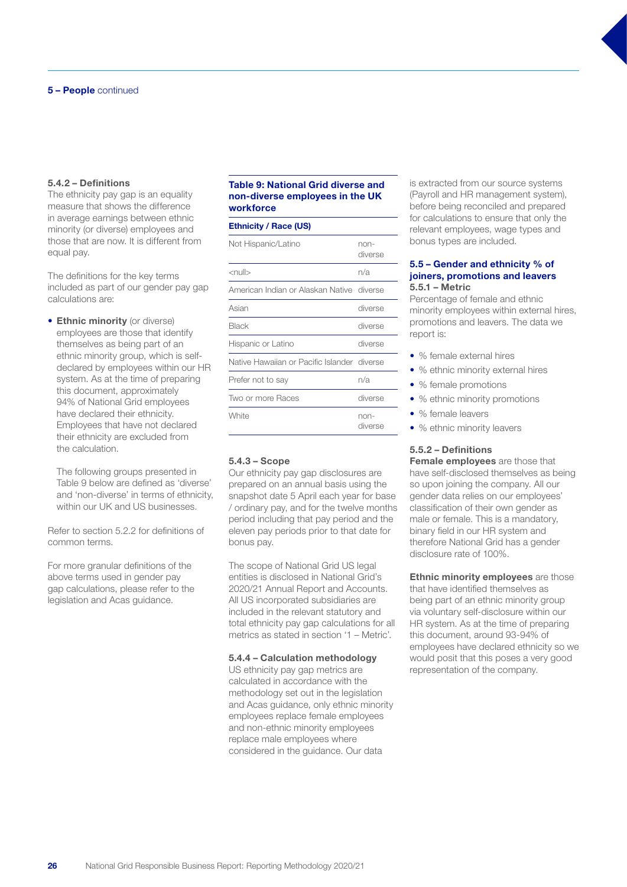**5 – People** continued

#### 5.4.2 – Definitions

The ethnicity pay gap is an equality measure that shows the difference in average earnings between ethnic minority (or diverse) employees and those that are now. It is different from equal pay.

The definitions for the key terms included as part of our gender pay gap calculations are:

- **Ethnic minority** (or diverse) employees are those that identify themselves as being part of an ethnic minority group, which is self-declared by employees within our HR system. As at the time of preparing this document, approximately 94% of National Grid employees have declared their ethnicity. Employees that have not declared their ethnicity are excluded from the calculation.

  The following groups presented in Table 9 below are defined as 'diverse' and 'non-diverse' in terms of ethnicity, within our UK and US businesses.

Refer to section 5.2.2 for definitions of common terms.

For more granular definitions of the above terms used in gender pay gap calculations, please refer to the legislation and Acas guidance.

**Table 9: National Grid diverse and non-diverse employees in the UK workforce**

| Ethnicity / Race (US) | |
|---|---|
| Not Hispanic/Latino | non-diverse |
| <null> | n/a |
| American Indian or Alaskan Native | diverse |
| Asian | diverse |
| Black | diverse |
| Hispanic or Latino | diverse |
| Native Hawaiian or Pacific Islander | diverse |
| Prefer not to say | n/a |
| Two or more Races | diverse |
| White | non-diverse |

#### 5.4.3 – Scope

Our ethnicity pay gap disclosures are prepared on an annual basis using the snapshot date 5 April each year for base / ordinary pay, and for the twelve months period including that pay period and the eleven pay periods prior to that date for bonus pay.

The scope of National Grid US legal entities is disclosed in National Grid's 2020/21 Annual Report and Accounts. All US incorporated subsidiaries are included in the relevant statutory and total ethnicity pay gap calculations for all metrics as stated in section '1 – Metric'.

#### 5.4.4 – Calculation methodology

US ethnicity pay gap metrics are calculated in accordance with the methodology set out in the legislation and Acas guidance, only ethnic minority employees replace female employees and non-ethnic minority employees replace male employees where considered in the guidance. Our data is extracted from our source systems (Payroll and HR management system), before being reconciled and prepared for calculations to ensure that only the relevant employees, wage types and bonus types are included.

### 5.5 – Gender and ethnicity % of joiners, promotions and leavers

#### 5.5.1 – Metric

Percentage of female and ethnic minority employees within external hires, promotions and leavers. The data we report is:

- % female external hires
- % ethnic minority external hires
- % female promotions
- % ethnic minority promotions
- % female leavers
- % ethnic minority leavers

#### 5.5.2 – Definitions

**Female employees** are those that have self-disclosed themselves as being so upon joining the company. All our gender data relies on our employees' classification of their own gender as male or female. This is a mandatory, binary field in our HR system and therefore National Grid has a gender disclosure rate of 100%.

**Ethnic minority employees** are those that have identified themselves as being part of an ethnic minority group via voluntary self-disclosure within our HR system. As at the time of preparing this document, around 93-94% of employees have declared ethnicity so we would posit that this poses a very good representation of the company.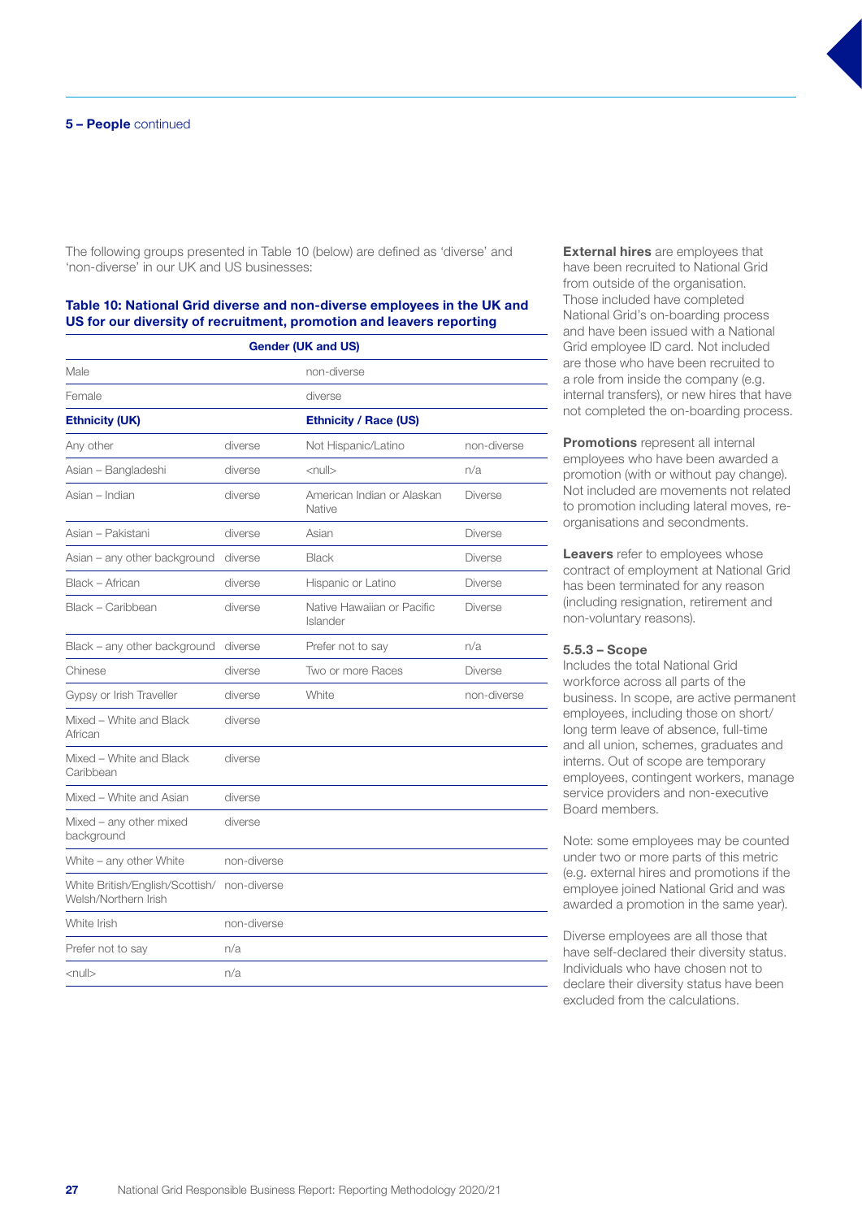The following groups presented in Table 10 (below) are defined as 'diverse' and 'non-diverse' in our UK and US businesses:

**Table 10: National Grid diverse and non-diverse employees in the UK and US for our diversity of recruitment, promotion and leavers reporting**

| **Gender (UK and US)** | | | |
|---|---|---|---|
| Male | | non-diverse | |
| Female | | diverse | |
| **Ethnicity (UK)** | | **Ethnicity / Race (US)** | |
| Any other | diverse | Not Hispanic/Latino | non-diverse |
| Asian – Bangladeshi | diverse | <null> | n/a |
| Asian – Indian | diverse | American Indian or Alaskan Native | Diverse |
| Asian – Pakistani | diverse | Asian | Diverse |
| Asian – any other background | diverse | Black | Diverse |
| Black – African | diverse | Hispanic or Latino | Diverse |
| Black – Caribbean | diverse | Native Hawaiian or Pacific Islander | Diverse |
| Black – any other background | diverse | Prefer not to say | n/a |
| Chinese | diverse | Two or more Races | Diverse |
| Gypsy or Irish Traveller | diverse | White | non-diverse |
| Mixed – White and Black African | diverse | | |
| Mixed – White and Black Caribbean | diverse | | |
| Mixed – White and Asian | diverse | | |
| Mixed – any other mixed background | diverse | | |
| White – any other White | non-diverse | | |
| White British/English/Scottish/Welsh/Northern Irish | non-diverse | | |
| White Irish | non-diverse | | |
| Prefer not to say | n/a | | |
| <null> | n/a | | |

**External hires** are employees that have been recruited to National Grid from outside of the organisation. Those included have completed National Grid's on-boarding process and have been issued with a National Grid employee ID card. Not included are those who have been recruited to a role from inside the company (e.g. internal transfers), or new hires that have not completed the on-boarding process.

**Promotions** represent all internal employees who have been awarded a promotion (with or without pay change). Not included are movements not related to promotion including lateral moves, re-organisations and secondments.

**Leavers** refer to employees whose contract of employment at National Grid has been terminated for any reason (including resignation, retirement and non-voluntary reasons).

### 5.5.3 – Scope

Includes the total National Grid workforce across all parts of the business. In scope, are active permanent employees, including those on short/long term leave of absence, full-time and all union, schemes, graduates and interns. Out of scope are temporary employees, contingent workers, manage service providers and non-executive Board members.

Note: some employees may be counted under two or more parts of this metric (e.g. external hires and promotions if the employee joined National Grid and was awarded a promotion in the same year).

Diverse employees are all those that have self-declared their diversity status. Individuals who have chosen not to declare their diversity status have been excluded from the calculations.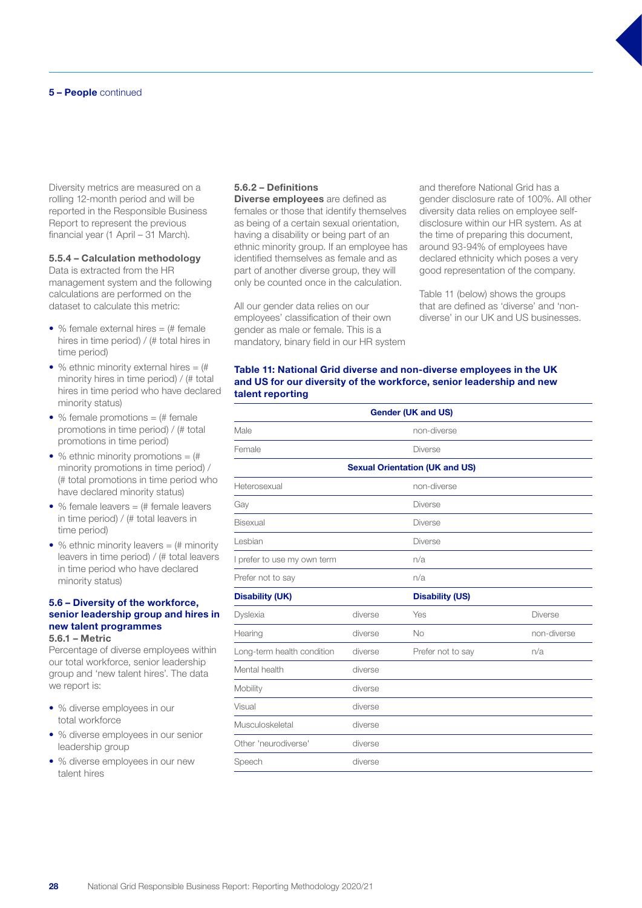**5 – People** continued

Diversity metrics are measured on a rolling 12-month period and will be reported in the Responsible Business Report to represent the previous financial year (1 April – 31 March).

#### 5.5.4 – Calculation methodology

Data is extracted from the HR management system and the following calculations are performed on the dataset to calculate this metric:

- % female external hires = (# female hires in time period) / (# total hires in time period)
- % ethnic minority external hires = (# minority hires in time period) / (# total hires in time period who have declared minority status)
- % female promotions = (# female promotions in time period) / (# total promotions in time period)
- % ethnic minority promotions = (# minority promotions in time period) / (# total promotions in time period who have declared minority status)
- % female leavers = (# female leavers in time period) / (# total leavers in time period)
- % ethnic minority leavers = (# minority leavers in time period) / (# total leavers in time period who have declared minority status)

### 5.6 – Diversity of the workforce, senior leadership group and hires in new talent programmes

#### 5.6.1 – Metric

Percentage of diverse employees within our total workforce, senior leadership group and 'new talent hires'. The data we report is:

- % diverse employees in our total workforce
- % diverse employees in our senior leadership group
- % diverse employees in our new talent hires

#### 5.6.2 – Definitions

**Diverse employees** are defined as females or those that identify themselves as being of a certain sexual orientation, having a disability or being part of an ethnic minority group. If an employee has identified themselves as female and as part of another diverse group, they will only be counted once in the calculation.

All our gender data relies on our employees' classification of their own gender as male or female. This is a mandatory, binary field in our HR system and therefore National Grid has a gender disclosure rate of 100%. All other diversity data relies on employee self-disclosure within our HR system. As at the time of preparing this document, around 93-94% of employees have declared ethnicity which poses a very good representation of the company.

Table 11 (below) shows the groups that are defined as 'diverse' and 'non-diverse' in our UK and US businesses.

**Table 11: National Grid diverse and non-diverse employees in the UK and US for our diversity of the workforce, senior leadership and new talent reporting**

| **Gender (UK and US)** | | | |
|---|---|---|---|
| Male | | non-diverse | |
| Female | | Diverse | |
| **Sexual Orientation (UK and US)** | | | |
| Heterosexual | | non-diverse | |
| Gay | | Diverse | |
| Bisexual | | Diverse | |
| Lesbian | | Diverse | |
| I prefer to use my own term | | n/a | |
| Prefer not to say | | n/a | |
| **Disability (UK)** | | **Disability (US)** | |
| Dyslexia | diverse | Yes | Diverse |
| Hearing | diverse | No | non-diverse |
| Long-term health condition | diverse | Prefer not to say | n/a |
| Mental health | diverse | | |
| Mobility | diverse | | |
| Visual | diverse | | |
| Musculoskeletal | diverse | | |
| Other 'neurodiverse' | diverse | | |
| Speech | diverse | | |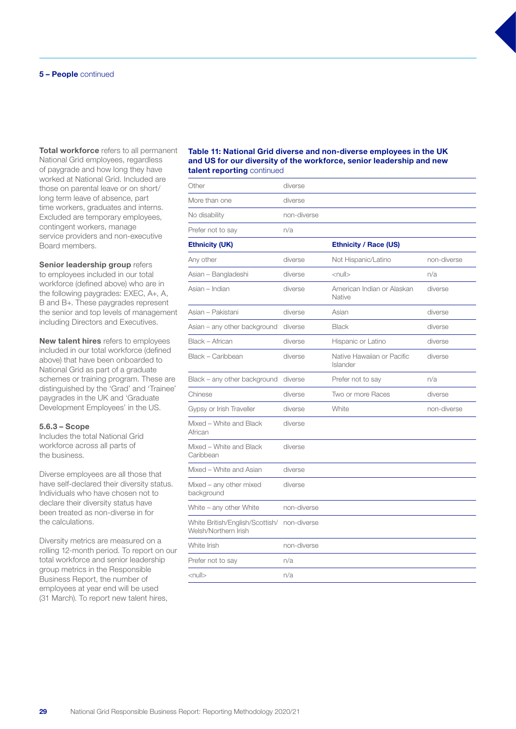**5 – People** continued

**Total workforce** refers to all permanent National Grid employees, regardless of paygrade and how long they have worked at National Grid. Included are those on parental leave or on short/long term leave of absence, part time workers, graduates and interns. Excluded are temporary employees, contingent workers, manage service providers and non-executive Board members.

**Senior leadership group** refers to employees included in our total workforce (defined above) who are in the following paygrades: EXEC, A+, A, B and B+. These paygrades represent the senior and top levels of management including Directors and Executives.

**New talent hires** refers to employees included in our total workforce (defined above) that have been onboarded to National Grid as part of a graduate schemes or training program. These are distinguished by the 'Grad' and 'Trainee' paygrades in the UK and 'Graduate Development Employees' in the US.

**5.6.3 – Scope**

Includes the total National Grid workforce across all parts of the business.

Diverse employees are all those that have self-declared their diversity status. Individuals who have chosen not to declare their diversity status have been treated as non-diverse in for the calculations.

Diversity metrics are measured on a rolling 12-month period. To report on our total workforce and senior leadership group metrics in the Responsible Business Report, the number of employees at year end will be used (31 March). To report new talent hires,

**Table 11: National Grid diverse and non-diverse employees in the UK and US for our diversity of the workforce, senior leadership and new talent reporting** continued

| | | | |
|---|---|---|---|
| Other | diverse | | |
| More than one | diverse | | |
| No disability | non-diverse | | |
| Prefer not to say | n/a | | |
| **Ethnicity (UK)** | | **Ethnicity / Race (US)** | |
| Any other | diverse | Not Hispanic/Latino | non-diverse |
| Asian – Bangladeshi | diverse | <null> | n/a |
| Asian – Indian | diverse | American Indian or Alaskan Native | diverse |
| Asian – Pakistani | diverse | Asian | diverse |
| Asian – any other background | diverse | Black | diverse |
| Black – African | diverse | Hispanic or Latino | diverse |
| Black – Caribbean | diverse | Native Hawaiian or Pacific Islander | diverse |
| Black – any other background | diverse | Prefer not to say | n/a |
| Chinese | diverse | Two or more Races | diverse |
| Gypsy or Irish Traveller | diverse | White | non-diverse |
| Mixed – White and Black African | diverse | | |
| Mixed – White and Black Caribbean | diverse | | |
| Mixed – White and Asian | diverse | | |
| Mixed – any other mixed background | diverse | | |
| White – any other White | non-diverse | | |
| White British/English/Scottish/Welsh/Northern Irish | non-diverse | | |
| White Irish | non-diverse | | |
| Prefer not to say | n/a | | |
| <null> | n/a | | |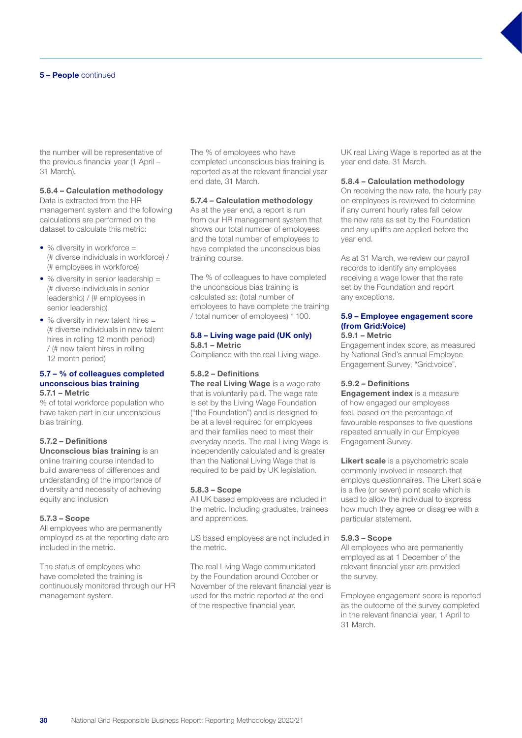the number will be representative of the previous financial year (1 April – 31 March).

#### 5.6.4 – Calculation methodology

Data is extracted from the HR management system and the following calculations are performed on the dataset to calculate this metric:

- % diversity in workforce = (# diverse individuals in workforce) / (# employees in workforce)
- % diversity in senior leadership = (# diverse individuals in senior leadership) / (# employees in senior leadership)
- % diversity in new talent hires = (# diverse individuals in new talent hires in rolling 12 month period) / (# new talent hires in rolling 12 month period)

### 5.7 – % of colleagues completed unconscious bias training

#### 5.7.1 – Metric

% of total workforce population who have taken part in our unconscious bias training.

#### 5.7.2 – Definitions

**Unconscious bias training** is an online training course intended to build awareness of differences and understanding of the importance of diversity and necessity of achieving equity and inclusion

#### 5.7.3 – Scope

All employees who are permanently employed as at the reporting date are included in the metric.

The status of employees who have completed the training is continuously monitored through our HR management system.

The % of employees who have completed unconscious bias training is reported as at the relevant financial year end date, 31 March.

#### 5.7.4 – Calculation methodology

As at the year end, a report is run from our HR management system that shows our total number of employees and the total number of employees to have completed the unconscious bias training course.

The % of colleagues to have completed the unconscious bias training is calculated as: (total number of employees to have complete the training / total number of employees) * 100.

### 5.8 – Living wage paid (UK only)

#### 5.8.1 – Metric

Compliance with the real Living wage.

#### 5.8.2 – Definitions

**The real Living Wage** is a wage rate that is voluntarily paid. The wage rate is set by the Living Wage Foundation ("the Foundation") and is designed to be at a level required for employees and their families need to meet their everyday needs. The real Living Wage is independently calculated and is greater than the National Living Wage that is required to be paid by UK legislation.

#### 5.8.3 – Scope

All UK based employees are included in the metric. Including graduates, trainees and apprentices.

US based employees are not included in the metric.

The real Living Wage communicated by the Foundation around October or November of the relevant financial year is used for the metric reported at the end of the respective financial year.

UK real Living Wage is reported as at the year end date, 31 March.

#### 5.8.4 – Calculation methodology

On receiving the new rate, the hourly pay on employees is reviewed to determine if any current hourly rates fall below the new rate as set by the Foundation and any uplifts are applied before the year end.

As at 31 March, we review our payroll records to identify any employees receiving a wage lower that the rate set by the Foundation and report any exceptions.

### 5.9 – Employee engagement score (from Grid:Voice)

#### 5.9.1 – Metric

Engagement index score, as measured by National Grid's annual Employee Engagement Survey, "Grid:voice".

#### 5.9.2 – Definitions

**Engagement index** is a measure of how engaged our employees feel, based on the percentage of favourable responses to five questions repeated annually in our Employee Engagement Survey.

**Likert scale** is a psychometric scale commonly involved in research that employs questionnaires. The Likert scale is a five (or seven) point scale which is used to allow the individual to express how much they agree or disagree with a particular statement.

#### 5.9.3 – Scope

All employees who are permanently employed as at 1 December of the relevant financial year are provided the survey.

Employee engagement score is reported as the outcome of the survey completed in the relevant financial year, 1 April to 31 March.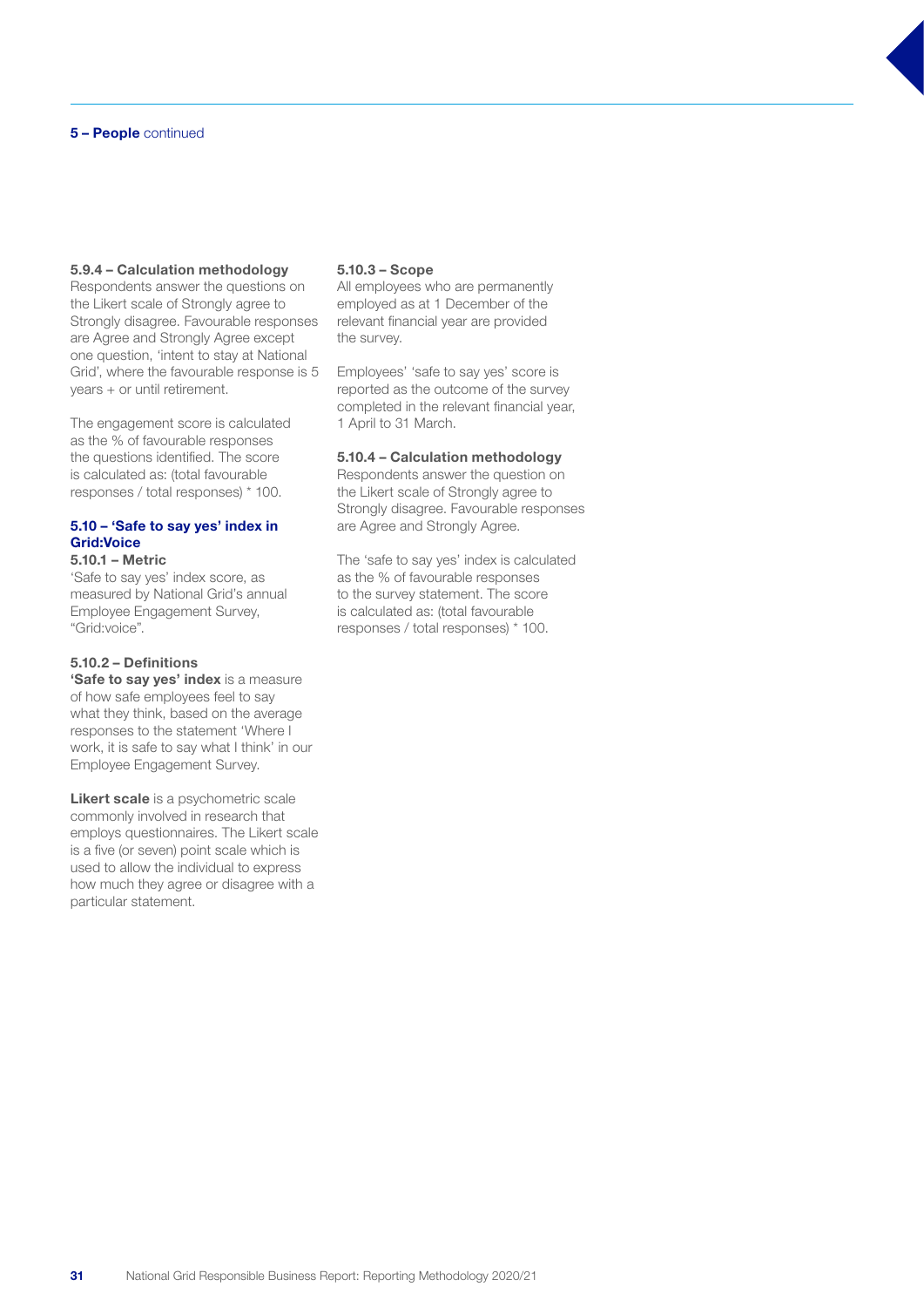**5 – People** continued

#### 5.9.4 – Calculation methodology

Respondents answer the questions on the Likert scale of Strongly agree to Strongly disagree. Favourable responses are Agree and Strongly Agree except one question, 'intent to stay at National Grid', where the favourable response is 5 years + or until retirement.

The engagement score is calculated as the % of favourable responses the questions identified. The score is calculated as: (total favourable responses / total responses) * 100.

### 5.10 – 'Safe to say yes' index in Grid:Voice

#### 5.10.1 – Metric

'Safe to say yes' index score, as measured by National Grid's annual Employee Engagement Survey, "Grid:voice".

#### 5.10.2 – Definitions

**'Safe to say yes' index** is a measure of how safe employees feel to say what they think, based on the average responses to the statement 'Where I work, it is safe to say what I think' in our Employee Engagement Survey.

**Likert scale** is a psychometric scale commonly involved in research that employs questionnaires. The Likert scale is a five (or seven) point scale which is used to allow the individual to express how much they agree or disagree with a particular statement.

#### 5.10.3 – Scope

All employees who are permanently employed as at 1 December of the relevant financial year are provided the survey.

Employees' 'safe to say yes' score is reported as the outcome of the survey completed in the relevant financial year, 1 April to 31 March.

#### 5.10.4 – Calculation methodology

Respondents answer the question on the Likert scale of Strongly agree to Strongly disagree. Favourable responses are Agree and Strongly Agree.

The 'safe to say yes' index is calculated as the % of favourable responses to the survey statement. The score is calculated as: (total favourable responses / total responses) * 100.